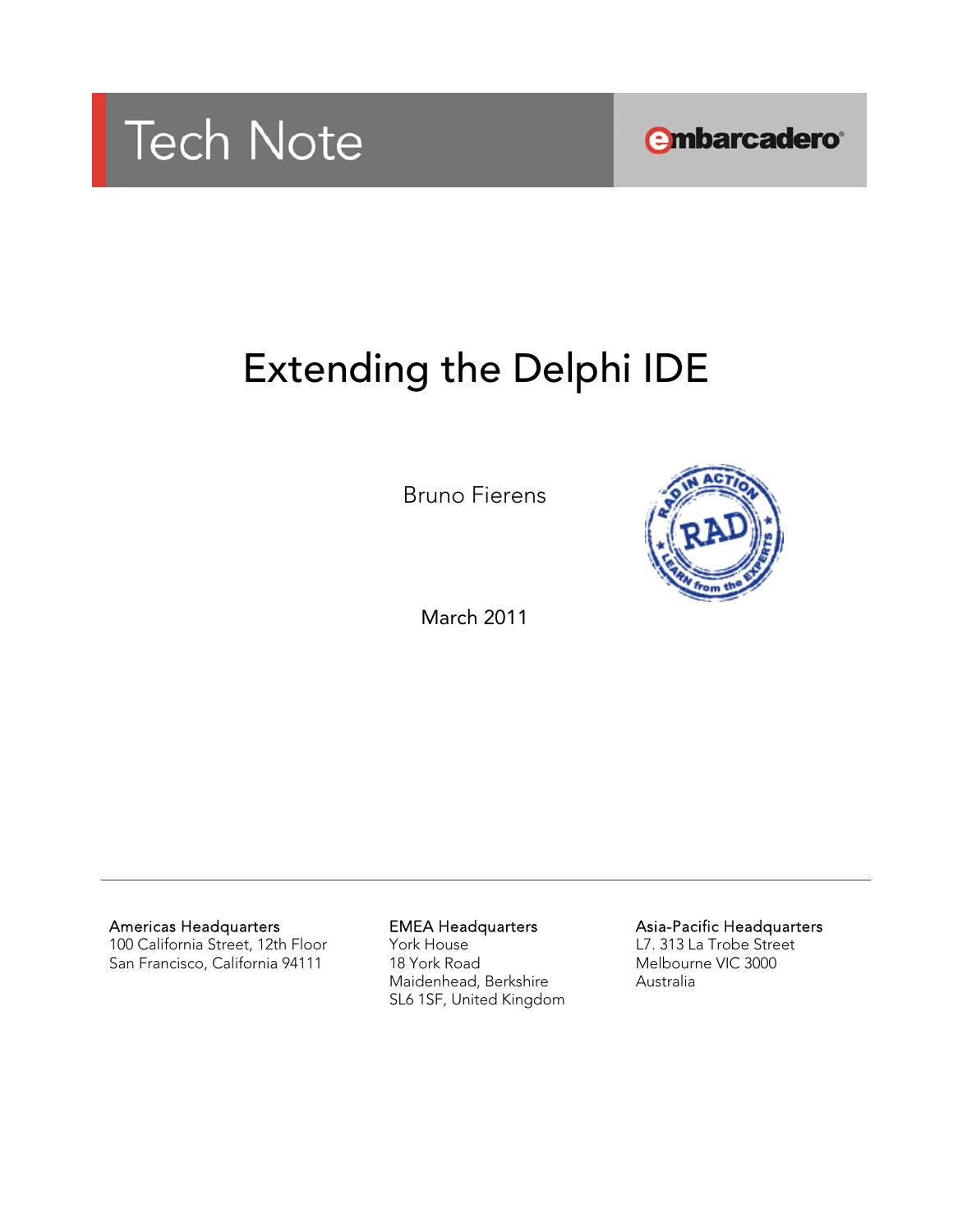Tech Note

embarcadero

# Extending the Delphi IDE

Bruno Fierens

March 2011

Americas Headquarters
100 California Street, 12th Floor
San Francisco, California 94111

EMEA Headquarters
York House
18 York Road
Maidenhead, Berkshire
SL6 1SF, United Kingdom

Asia-Pacific Headquarters
L7. 313 La Trobe Street
Melbourne VIC 3000
Australia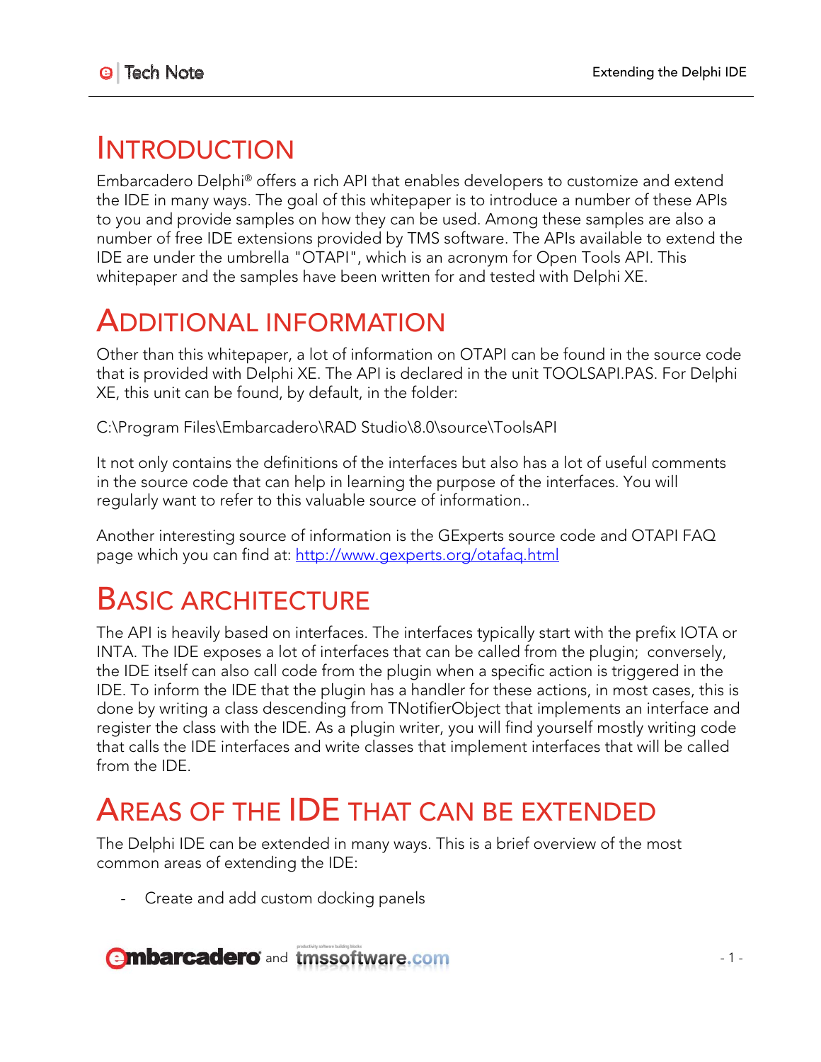# Introduction

Embarcadero Delphi® offers a rich API that enables developers to customize and extend the IDE in many ways. The goal of this whitepaper is to introduce a number of these APIs to you and provide samples on how they can be used. Among these samples are also a number of free IDE extensions provided by TMS software. The APIs available to extend the IDE are under the umbrella "OTAPI", which is an acronym for Open Tools API. This whitepaper and the samples have been written for and tested with Delphi XE.

# Additional Information

Other than this whitepaper, a lot of information on OTAPI can be found in the source code that is provided with Delphi XE. The API is declared in the unit TOOLSAPI.PAS. For Delphi XE, this unit can be found, by default, in the folder:

C:\Program Files\Embarcadero\RAD Studio\8.0\source\ToolsAPI

It not only contains the definitions of the interfaces but also has a lot of useful comments in the source code that can help in learning the purpose of the interfaces. You will regularly want to refer to this valuable source of information..

Another interesting source of information is the GExperts source code and OTAPI FAQ page which you can find at: [http://www.gexperts.org/otafaq.html](http://www.gexperts.org/otafaq.html)

# Basic Architecture

The API is heavily based on interfaces. The interfaces typically start with the prefix IOTA or INTA. The IDE exposes a lot of interfaces that can be called from the plugin; conversely, the IDE itself can also call code from the plugin when a specific action is triggered in the IDE. To inform the IDE that the plugin has a handler for these actions, in most cases, this is done by writing a class descending from TNotifierObject that implements an interface and register the class with the IDE. As a plugin writer, you will find yourself mostly writing code that calls the IDE interfaces and write classes that implement interfaces that will be called from the IDE.

# Areas of the IDE that can be extended

The Delphi IDE can be extended in many ways. This is a brief overview of the most common areas of extending the IDE:

- Create and add custom docking panels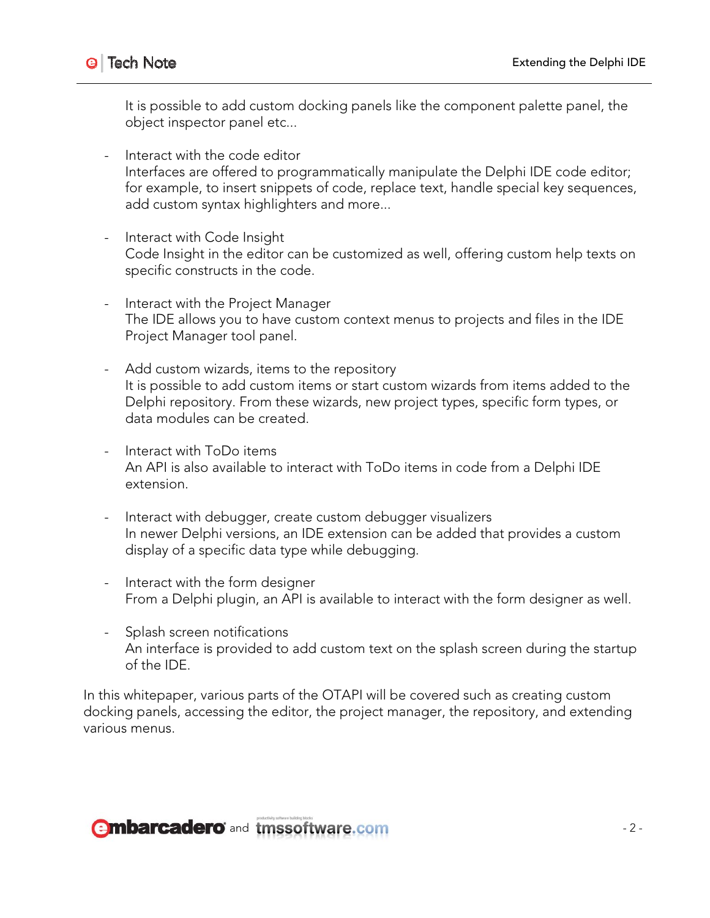It is possible to add custom docking panels like the component palette panel, the object inspector panel etc...

- Interact with the code editor
  Interfaces are offered to programmatically manipulate the Delphi IDE code editor; for example, to insert snippets of code, replace text, handle special key sequences, add custom syntax highlighters and more...

- Interact with Code Insight
  Code Insight in the editor can be customized as well, offering custom help texts on specific constructs in the code.

- Interact with the Project Manager
  The IDE allows you to have custom context menus to projects and files in the IDE Project Manager tool panel.

- Add custom wizards, items to the repository
  It is possible to add custom items or start custom wizards from items added to the Delphi repository. From these wizards, new project types, specific form types, or data modules can be created.

- Interact with ToDo items
  An API is also available to interact with ToDo items in code from a Delphi IDE extension.

- Interact with debugger, create custom debugger visualizers
  In newer Delphi versions, an IDE extension can be added that provides a custom display of a specific data type while debugging.

- Interact with the form designer
  From a Delphi plugin, an API is available to interact with the form designer as well.

- Splash screen notifications
  An interface is provided to add custom text on the splash screen during the startup of the IDE.

In this whitepaper, various parts of the OTAPI will be covered such as creating custom docking panels, accessing the editor, the project manager, the repository, and extending various menus.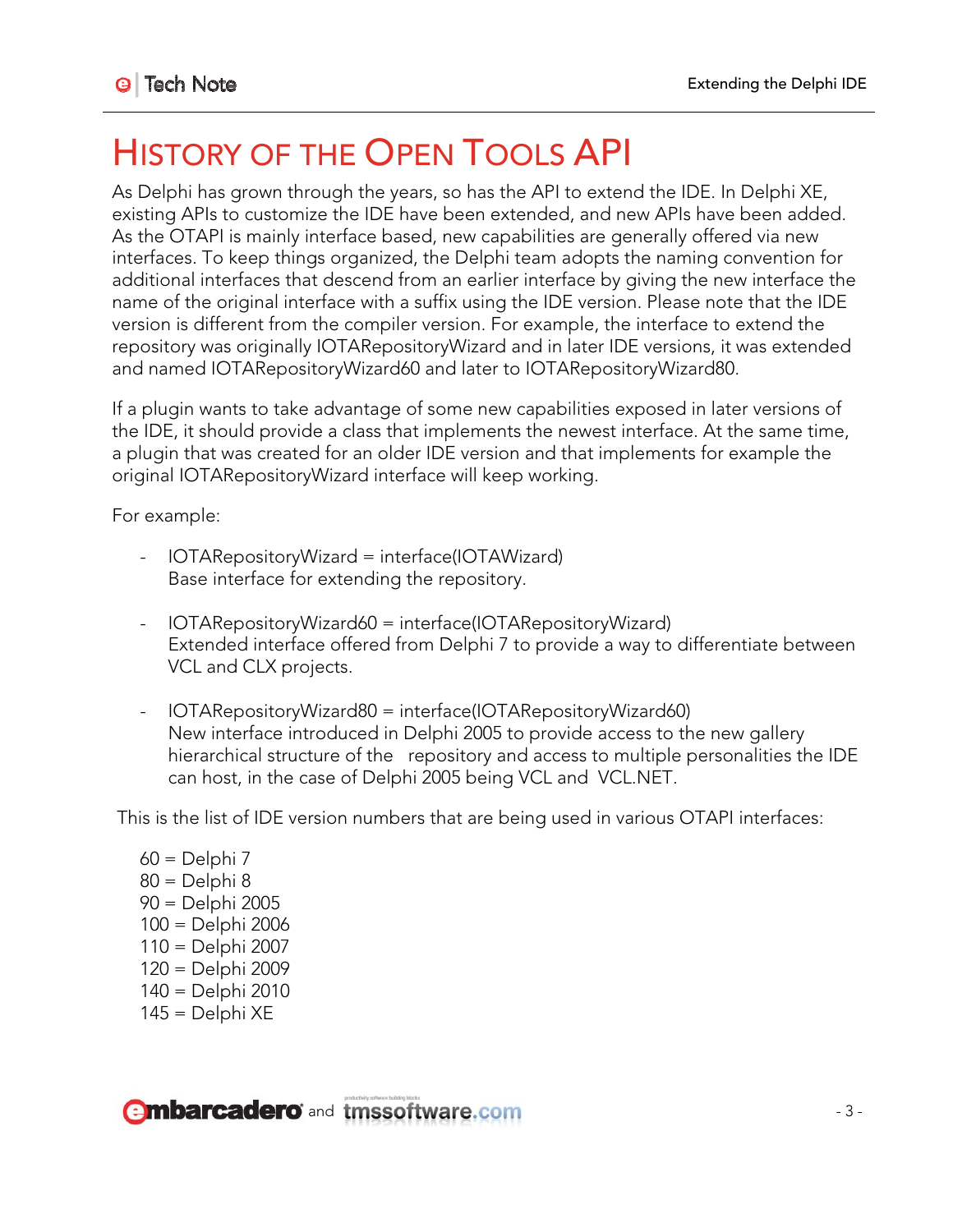# History of the Open Tools API

As Delphi has grown through the years, so has the API to extend the IDE. In Delphi XE, existing APIs to customize the IDE have been extended, and new APIs have been added. As the OTAPI is mainly interface based, new capabilities are generally offered via new interfaces. To keep things organized, the Delphi team adopts the naming convention for additional interfaces that descend from an earlier interface by giving the new interface the name of the original interface with a suffix using the IDE version. Please note that the IDE version is different from the compiler version. For example, the interface to extend the repository was originally IOTARepositoryWizard and in later IDE versions, it was extended and named IOTARepositoryWizard60 and later to IOTARepositoryWizard80.

If a plugin wants to take advantage of some new capabilities exposed in later versions of the IDE, it should provide a class that implements the newest interface. At the same time, a plugin that was created for an older IDE version and that implements for example the original IOTARepositoryWizard interface will keep working.

For example:

- IOTARepositoryWizard = interface(IOTAWizard)
  Base interface for extending the repository.

- IOTARepositoryWizard60 = interface(IOTARepositoryWizard)
  Extended interface offered from Delphi 7 to provide a way to differentiate between VCL and CLX projects.

- IOTARepositoryWizard80 = interface(IOTARepositoryWizard60)
  New interface introduced in Delphi 2005 to provide access to the new gallery hierarchical structure of the repository and access to multiple personalities the IDE can host, in the case of Delphi 2005 being VCL and VCL.NET.

This is the list of IDE version numbers that are being used in various OTAPI interfaces:

60 = Delphi 7
80 = Delphi 8
90 = Delphi 2005
100 = Delphi 2006
110 = Delphi 2007
120 = Delphi 2009
140 = Delphi 2010
145 = Delphi XE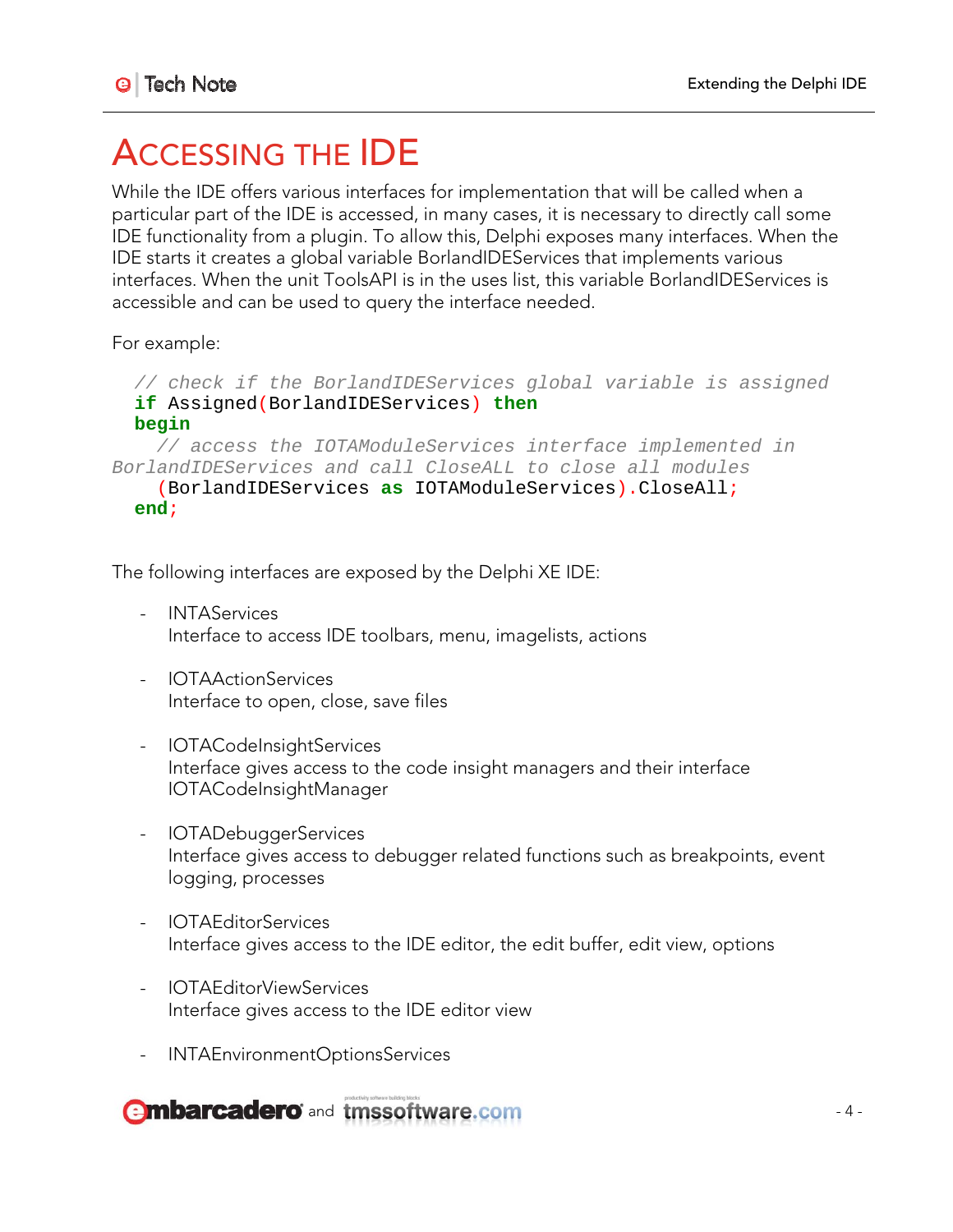# Accessing the IDE

While the IDE offers various interfaces for implementation that will be called when a particular part of the IDE is accessed, in many cases, it is necessary to directly call some IDE functionality from a plugin. To allow this, Delphi exposes many interfaces. When the IDE starts it creates a global variable BorlandIDEServices that implements various interfaces. When the unit ToolsAPI is in the uses list, this variable BorlandIDEServices is accessible and can be used to query the interface needed.

For example:

```
  // check if the BorlandIDEServices global variable is assigned
  if Assigned(BorlandIDEServices) then
  begin
    // access the IOTAModuleServices interface implemented in
BorlandIDEServices and call CloseALL to close all modules
    (BorlandIDEServices as IOTAModuleServices).CloseAll;
  end;
```

The following interfaces are exposed by the Delphi XE IDE:

- INTAServices
  Interface to access IDE toolbars, menu, imagelists, actions

- IOTAActionServices
  Interface to open, close, save files

- IOTACodeInsightServices
  Interface gives access to the code insight managers and their interface IOTACodeInsightManager

- IOTADebuggerServices
  Interface gives access to debugger related functions such as breakpoints, event logging, processes

- IOTAEditorServices
  Interface gives access to the IDE editor, the edit buffer, edit view, options

- IOTAEditorViewServices
  Interface gives access to the IDE editor view

- INTAEnvironmentOptionsServices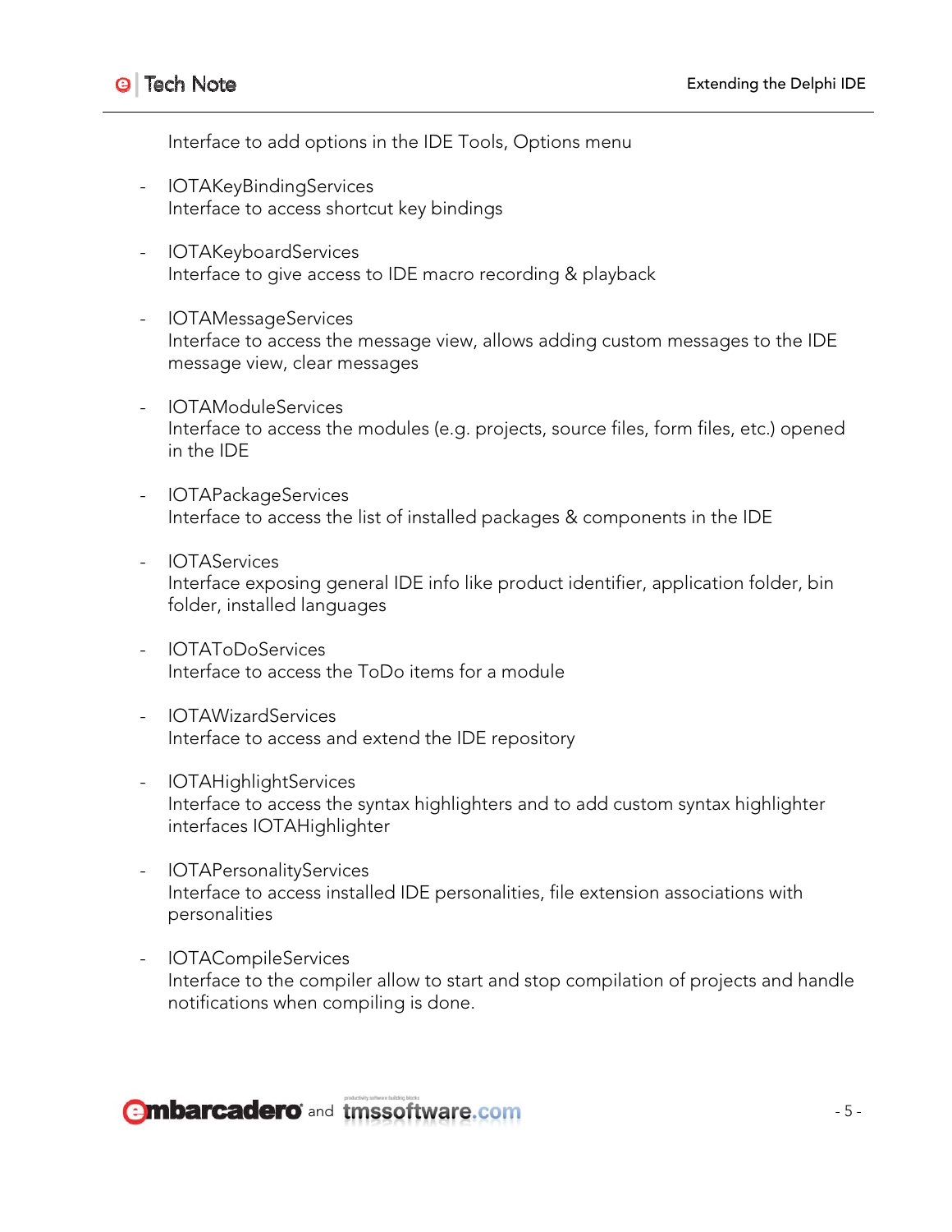Interface to add options in the IDE Tools, Options menu

- IOTAKeyBindingServices
  Interface to access shortcut key bindings

- IOTAKeyboardServices
  Interface to give access to IDE macro recording & playback

- IOTAMessageServices
  Interface to access the message view, allows adding custom messages to the IDE message view, clear messages

- IOTAModuleServices
  Interface to access the modules (e.g. projects, source files, form files, etc.) opened in the IDE

- IOTAPackageServices
  Interface to access the list of installed packages & components in the IDE

- IOTAServices
  Interface exposing general IDE info like product identifier, application folder, bin folder, installed languages

- IOTAToDoServices
  Interface to access the ToDo items for a module

- IOTAWizardServices
  Interface to access and extend the IDE repository

- IOTAHighlightServices
  Interface to access the syntax highlighters and to add custom syntax highlighter interfaces IOTAHighlighter

- IOTAPersonalityServices
  Interface to access installed IDE personalities, file extension associations with personalities

- IOTACompileServices
  Interface to the compiler allow to start and stop compilation of projects and handle notifications when compiling is done.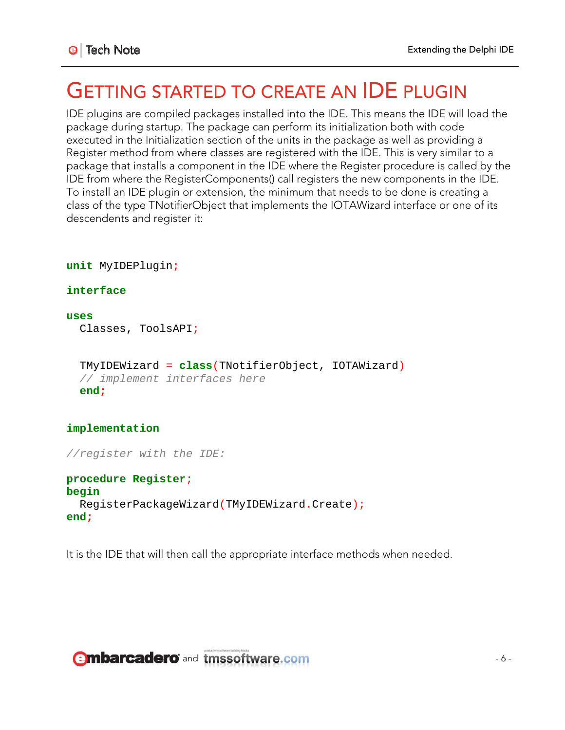# GETTING STARTED TO CREATE AN IDE PLUGIN

IDE plugins are compiled packages installed into the IDE. This means the IDE will load the package during startup. The package can perform its initialization both with code executed in the Initialization section of the units in the package as well as providing a Register method from where classes are registered with the IDE. This is very similar to a package that installs a component in the IDE where the Register procedure is called by the IDE from where the RegisterComponents() call registers the new components in the IDE. To install an IDE plugin or extension, the minimum that needs to be done is creating a class of the type TNotifierObject that implements the IOTAWizard interface or one of its descendents and register it:

```
unit MyIDEPlugin;

interface

uses
  Classes, ToolsAPI;


  TMyIDEWizard = class(TNotifierObject, IOTAWizard)
  // implement interfaces here
  end;


implementation

//register with the IDE:

procedure Register;
begin
  RegisterPackageWizard(TMyIDEWizard.Create);
end;
```

It is the IDE that will then call the appropriate interface methods when needed.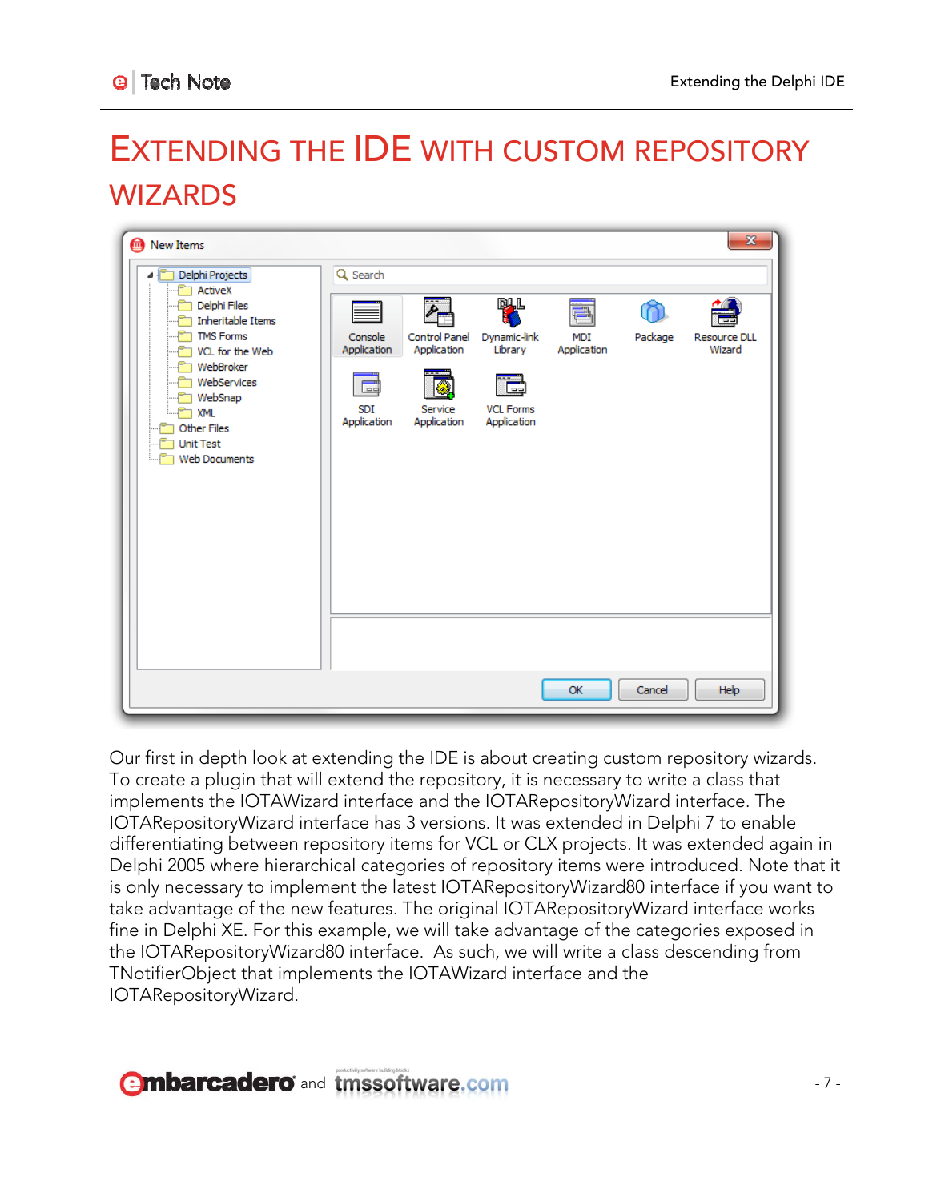# EXTENDING THE IDE WITH CUSTOM REPOSITORY WIZARDS

Our first in depth look at extending the IDE is about creating custom repository wizards. To create a plugin that will extend the repository, it is necessary to write a class that implements the IOTAWizard interface and the IOTARepositoryWizard interface. The IOTARepositoryWizard interface has 3 versions. It was extended in Delphi 7 to enable differentiating between repository items for VCL or CLX projects. It was extended again in Delphi 2005 where hierarchical categories of repository items were introduced. Note that it is only necessary to implement the latest IOTARepositoryWizard80 interface if you want to take advantage of the new features. The original IOTARepositoryWizard interface works fine in Delphi XE. For this example, we will take advantage of the categories exposed in the IOTARepositoryWizard80 interface. As such, we will write a class descending from TNotifierObject that implements the IOTAWizard interface and the IOTARepositoryWizard.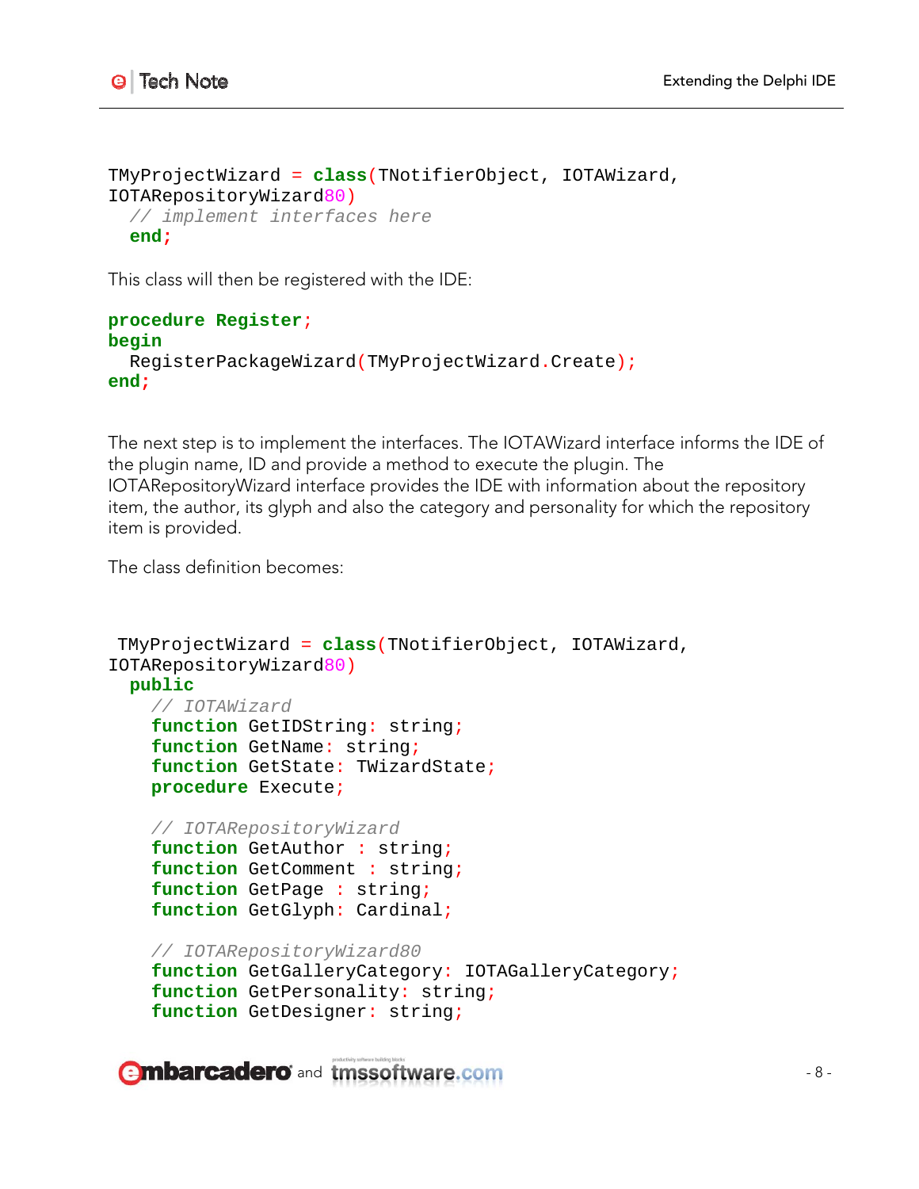```
TMyProjectWizard = class(TNotifierObject, IOTAWizard,
IOTARepositoryWizard80)
  // implement interfaces here
  end;
```

This class will then be registered with the IDE:

```
procedure Register;
begin
  RegisterPackageWizard(TMyProjectWizard.Create);
end;
```

The next step is to implement the interfaces. The IOTAWizard interface informs the IDE of the plugin name, ID and provide a method to execute the plugin. The IOTARepositoryWizard interface provides the IDE with information about the repository item, the author, its glyph and also the category and personality for which the repository item is provided.

The class definition becomes:

```
 TMyProjectWizard = class(TNotifierObject, IOTAWizard,
IOTARepositoryWizard80)
  public
    // IOTAWizard
    function GetIDString: string;
    function GetName: string;
    function GetState: TWizardState;
    procedure Execute;

    // IOTARepositoryWizard
    function GetAuthor : string;
    function GetComment : string;
    function GetPage : string;
    function GetGlyph: Cardinal;

    // IOTARepositoryWizard80
    function GetGalleryCategory: IOTAGalleryCategory;
    function GetPersonality: string;
    function GetDesigner: string;
```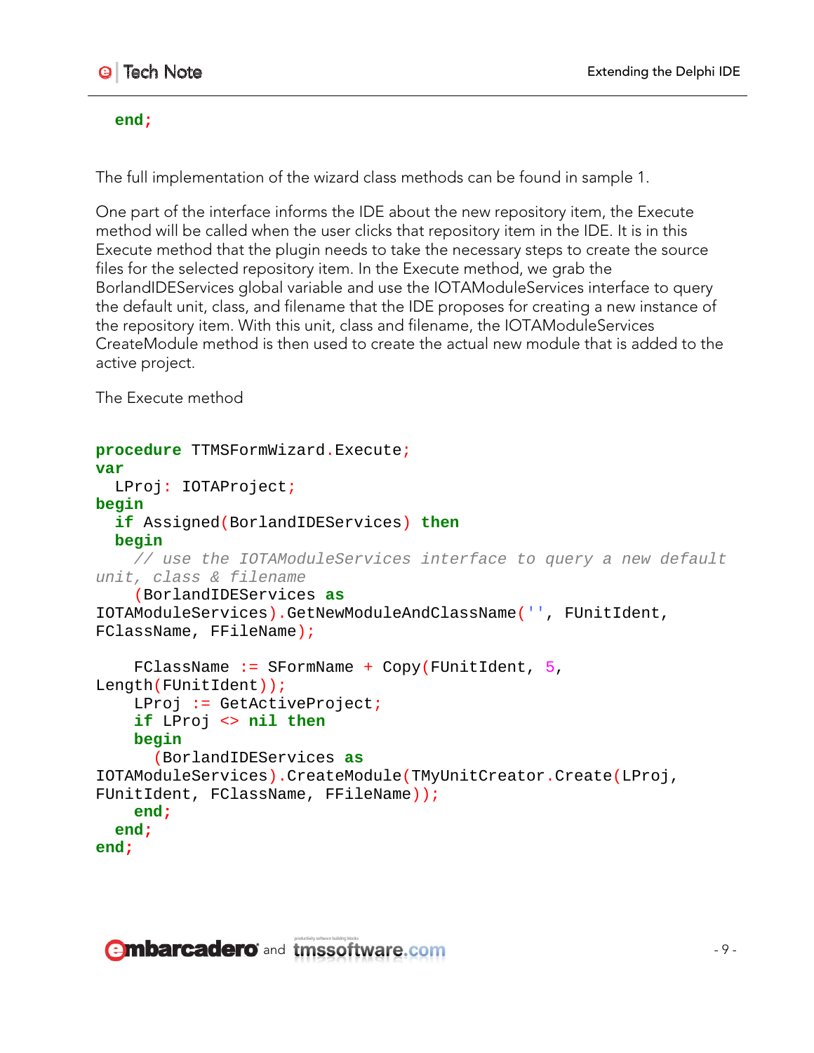```
  end;
```

The full implementation of the wizard class methods can be found in sample 1.

One part of the interface informs the IDE about the new repository item, the Execute method will be called when the user clicks that repository item in the IDE. It is in this Execute method that the plugin needs to take the necessary steps to create the source files for the selected repository item. In the Execute method, we grab the BorlandIDEServices global variable and use the IOTAModuleServices interface to query the default unit, class, and filename that the IDE proposes for creating a new instance of the repository item. With this unit, class and filename, the IOTAModuleServices CreateModule method is then used to create the actual new module that is added to the active project.

The Execute method

```
procedure TTMSFormWizard.Execute;
var
  LProj: IOTAProject;
begin
  if Assigned(BorlandIDEServices) then
  begin
    // use the IOTAModuleServices interface to query a new default
unit, class & filename
    (BorlandIDEServices as
IOTAModuleServices).GetNewModuleAndClassName('', FUnitIdent,
FClassName, FFileName);

    FClassName := SFormName + Copy(FUnitIdent, 5,
Length(FUnitIdent));
    LProj := GetActiveProject;
    if LProj <> nil then
    begin
      (BorlandIDEServices as
IOTAModuleServices).CreateModule(TMyUnitCreator.Create(LProj,
FUnitIdent, FClassName, FFileName));
    end;
  end;
end;
```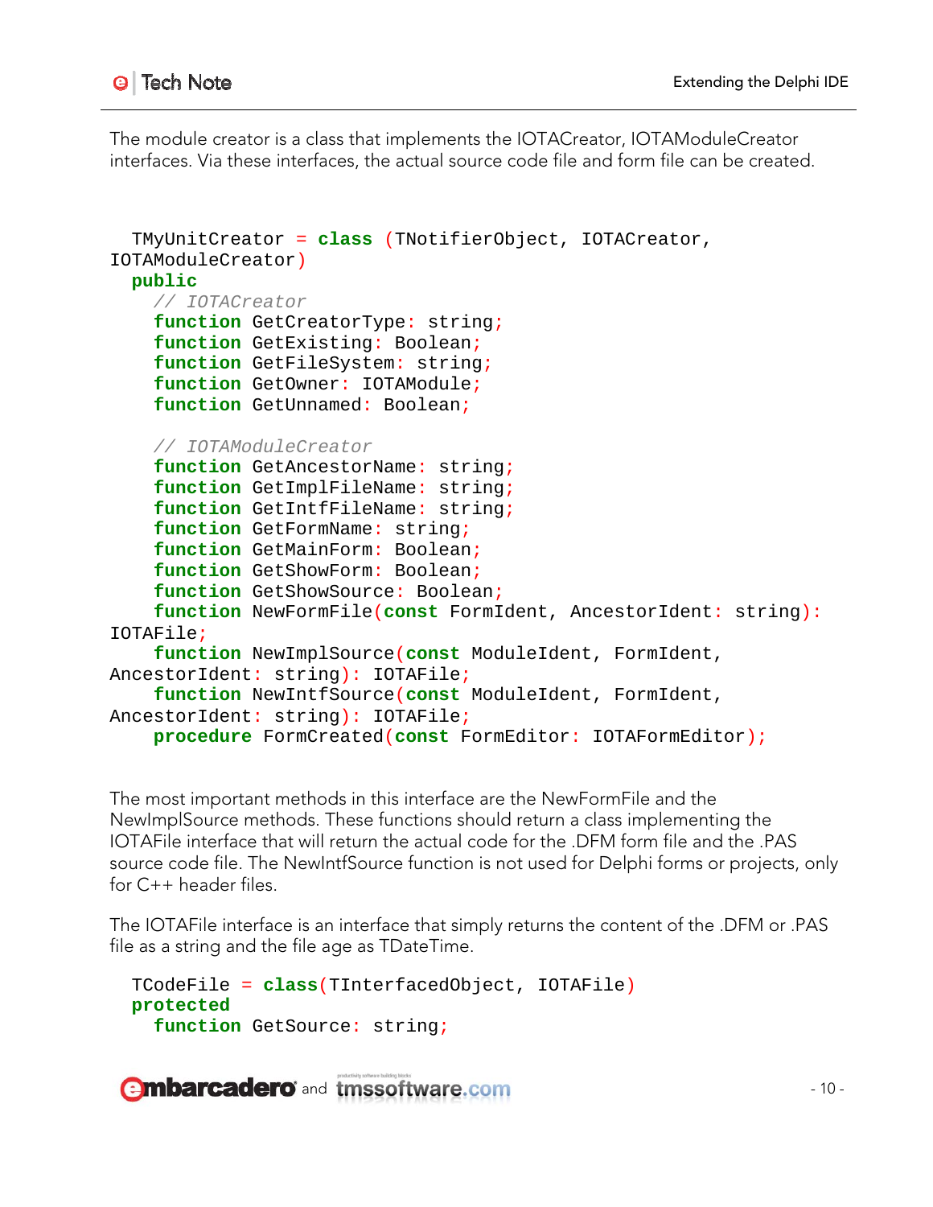The module creator is a class that implements the IOTACreator, IOTAModuleCreator interfaces. Via these interfaces, the actual source code file and form file can be created.

```
  TMyUnitCreator = class (TNotifierObject, IOTACreator,
IOTAModuleCreator)
  public
    // IOTACreator
    function GetCreatorType: string;
    function GetExisting: Boolean;
    function GetFileSystem: string;
    function GetOwner: IOTAModule;
    function GetUnnamed: Boolean;

    // IOTAModuleCreator
    function GetAncestorName: string;
    function GetImplFileName: string;
    function GetIntfFileName: string;
    function GetFormName: string;
    function GetMainForm: Boolean;
    function GetShowForm: Boolean;
    function GetShowSource: Boolean;
    function NewFormFile(const FormIdent, AncestorIdent: string):
IOTAFile;
    function NewImplSource(const ModuleIdent, FormIdent,
AncestorIdent: string): IOTAFile;
    function NewIntfSource(const ModuleIdent, FormIdent,
AncestorIdent: string): IOTAFile;
    procedure FormCreated(const FormEditor: IOTAFormEditor);
```

The most important methods in this interface are the NewFormFile and the NewImplSource methods. These functions should return a class implementing the IOTAFile interface that will return the actual code for the .DFM form file and the .PAS source code file. The NewIntfSource function is not used for Delphi forms or projects, only for C++ header files.

The IOTAFile interface is an interface that simply returns the content of the .DFM or .PAS file as a string and the file age as TDateTime.

```
  TCodeFile = class(TInterfacedObject, IOTAFile)
  protected
    function GetSource: string;
```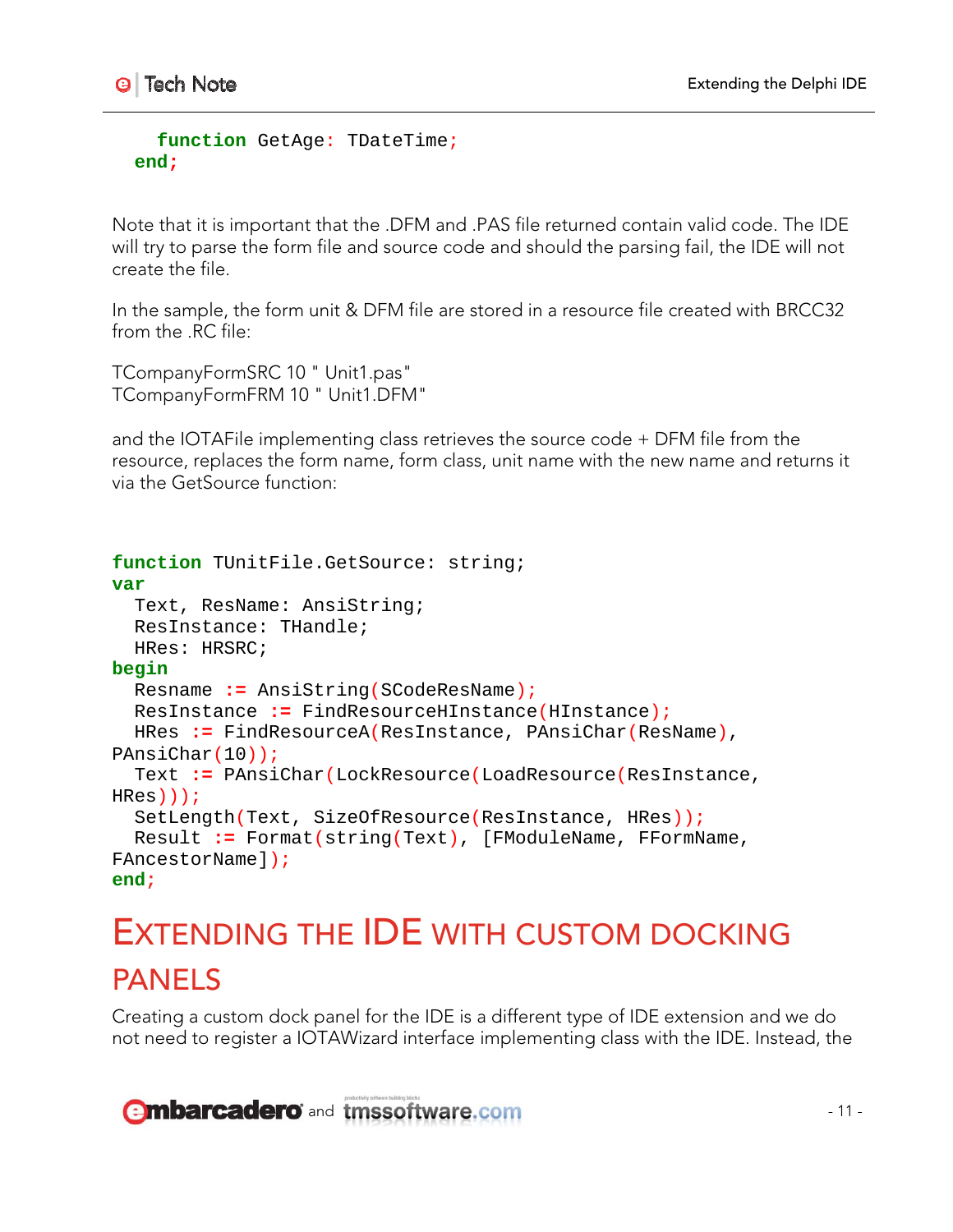```
    function GetAge: TDateTime;
  end;
```

Note that it is important that the .DFM and .PAS file returned contain valid code. The IDE will try to parse the form file and source code and should the parsing fail, the IDE will not create the file.

In the sample, the form unit & DFM file are stored in a resource file created with BRCC32 from the .RC file:

TCompanyFormSRC 10 " Unit1.pas"
TCompanyFormFRM 10 " Unit1.DFM"

and the IOTAFile implementing class retrieves the source code + DFM file from the resource, replaces the form name, form class, unit name with the new name and returns it via the GetSource function:

```
function TUnitFile.GetSource: string;
var
  Text, ResName: AnsiString;
  ResInstance: THandle;
  HRes: HRSRC;
begin
  Resname := AnsiString(SCodeResName);
  ResInstance := FindResourceHInstance(HInstance);
  HRes := FindResourceA(ResInstance, PAnsiChar(ResName),
PAnsiChar(10));
  Text := PAnsiChar(LockResource(LoadResource(ResInstance,
HRes)));
  SetLength(Text, SizeOfResource(ResInstance, HRes));
  Result := Format(string(Text), [FModuleName, FFormName,
FAncestorName]);
end;
```

# Extending the IDE with custom docking panels

Creating a custom dock panel for the IDE is a different type of IDE extension and we do not need to register a IOTAWizard interface implementing class with the IDE. Instead, the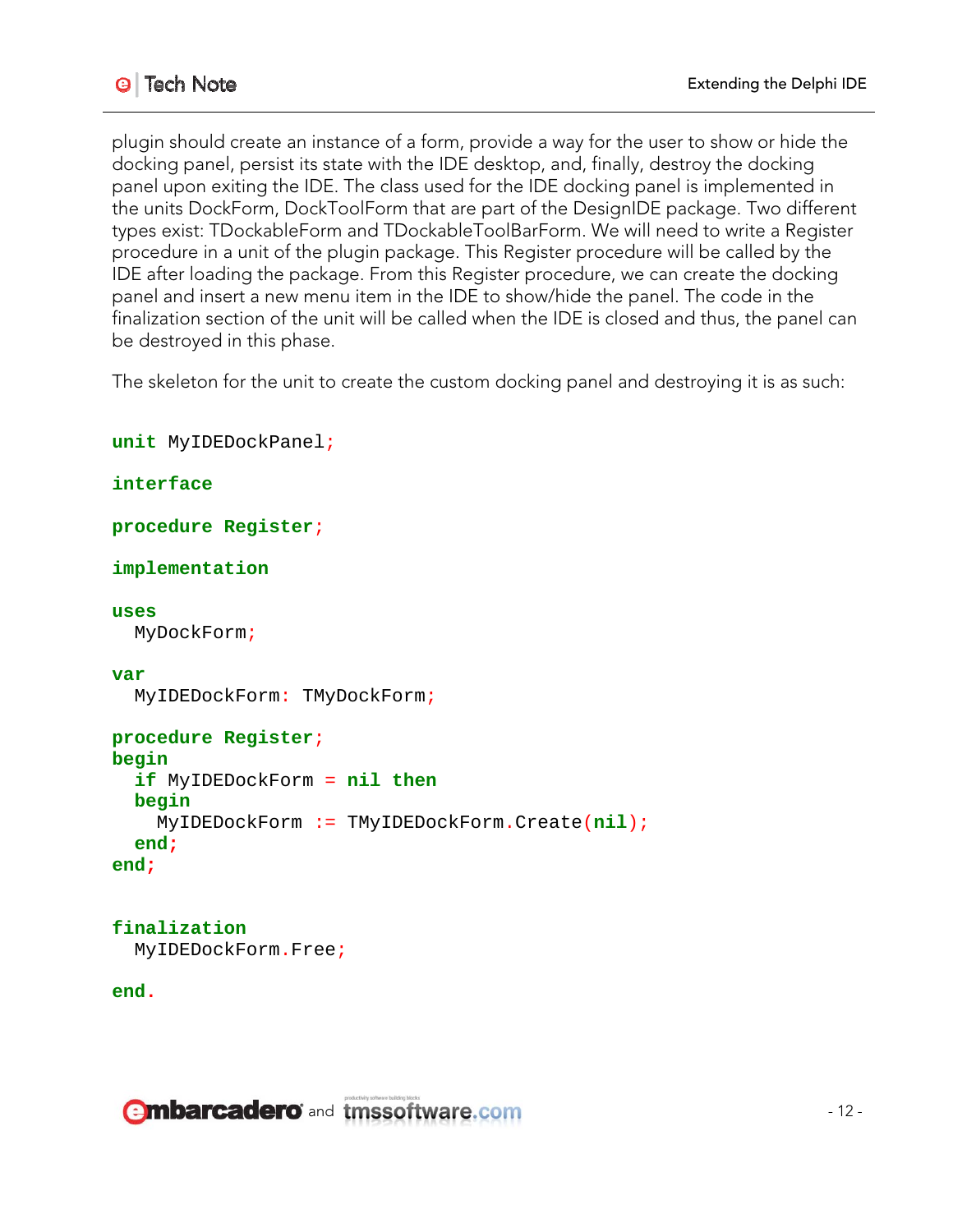plugin should create an instance of a form, provide a way for the user to show or hide the docking panel, persist its state with the IDE desktop, and, finally, destroy the docking panel upon exiting the IDE. The class used for the IDE docking panel is implemented in the units DockForm, DockToolForm that are part of the DesignIDE package. Two different types exist: TDockableForm and TDockableToolBarForm. We will need to write a Register procedure in a unit of the plugin package. This Register procedure will be called by the IDE after loading the package. From this Register procedure, we can create the docking panel and insert a new menu item in the IDE to show/hide the panel. The code in the finalization section of the unit will be called when the IDE is closed and thus, the panel can be destroyed in this phase.

The skeleton for the unit to create the custom docking panel and destroying it is as such:

```
unit MyIDEDockPanel;

interface

procedure Register;

implementation

uses
  MyDockForm;

var
  MyIDEDockForm: TMyDockForm;

procedure Register;
begin
  if MyIDEDockForm = nil then
  begin
    MyIDEDockForm := TMyIDEDockForm.Create(nil);
  end;
end;


finalization
  MyIDEDockForm.Free;

end.
```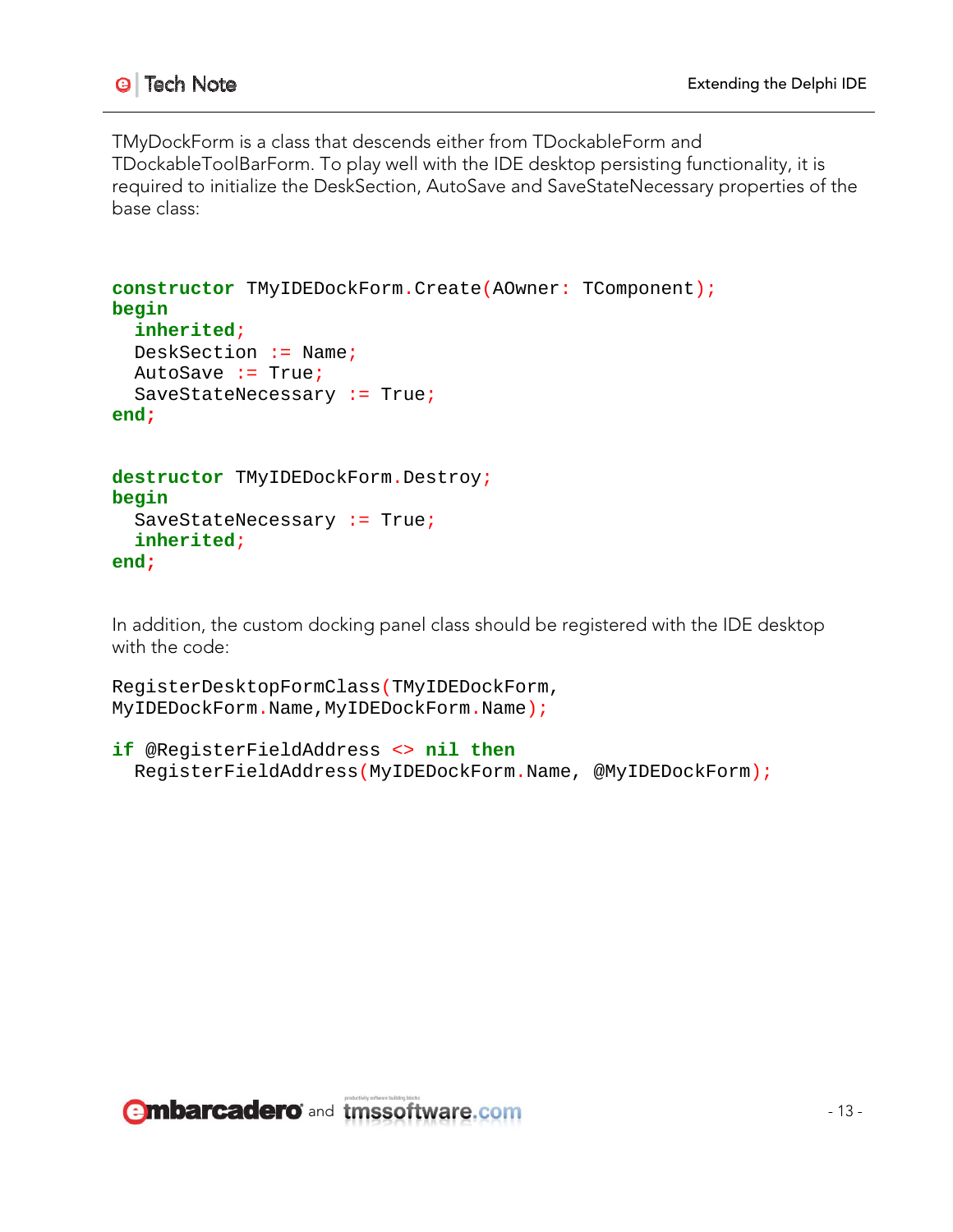TMyDockForm is a class that descends either from TDockableForm and TDockableToolBarForm. To play well with the IDE desktop persisting functionality, it is required to initialize the DeskSection, AutoSave and SaveStateNecessary properties of the base class:

```
constructor TMyIDEDockForm.Create(AOwner: TComponent);
begin
  inherited;
  DeskSection := Name;
  AutoSave := True;
  SaveStateNecessary := True;
end;


destructor TMyIDEDockForm.Destroy;
begin
  SaveStateNecessary := True;
  inherited;
end;
```

In addition, the custom docking panel class should be registered with the IDE desktop with the code:

```
RegisterDesktopFormClass(TMyIDEDockForm,
MyIDEDockForm.Name,MyIDEDockForm.Name);

if @RegisterFieldAddress <> nil then
  RegisterFieldAddress(MyIDEDockForm.Name, @MyIDEDockForm);
```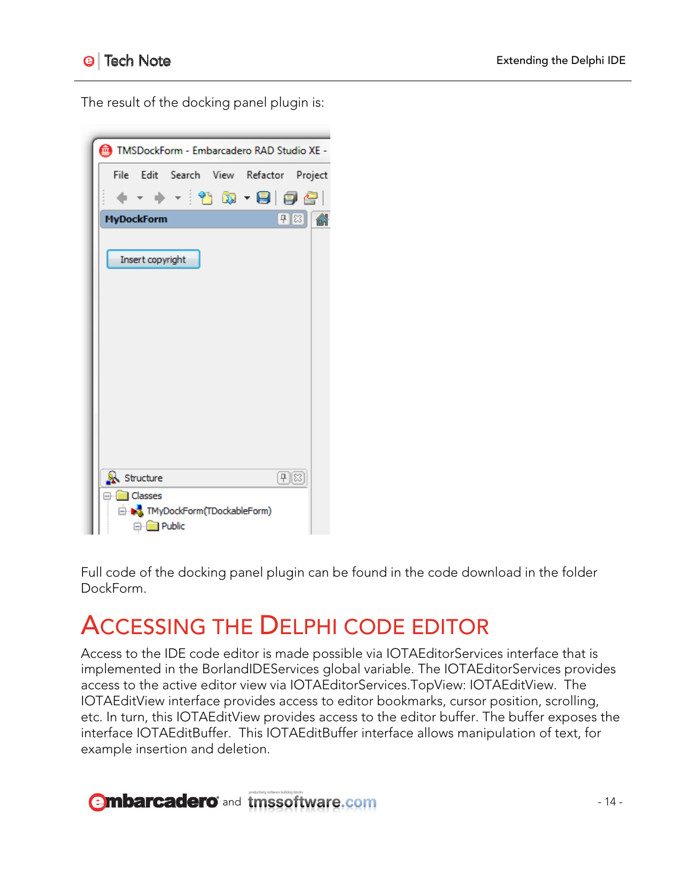The result of the docking panel plugin is:

Full code of the docking panel plugin can be found in the code download in the folder DockForm.

# ACCESSING THE DELPHI CODE EDITOR

Access to the IDE code editor is made possible via IOTAEditorServices interface that is implemented in the BorlandIDEServices global variable. The IOTAEditorServices provides access to the active editor view via IOTAEditorServices.TopView: IOTAEditView. The IOTAEditView interface provides access to editor bookmarks, cursor position, scrolling, etc. In turn, this IOTAEditView provides access to the editor buffer. The buffer exposes the interface IOTAEditBuffer. This IOTAEditBuffer interface allows manipulation of text, for example insertion and deletion.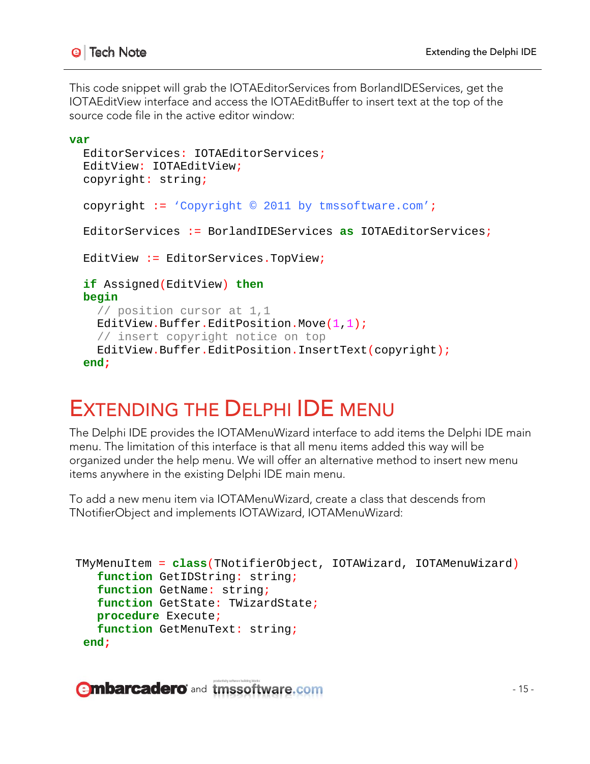This code snippet will grab the IOTAEditorServices from BorlandIDEServices, get the IOTAEditView interface and access the IOTAEditBuffer to insert text at the top of the source code file in the active editor window:

```
var
  EditorServices: IOTAEditorServices;
  EditView: IOTAEditView;
  copyright: string;

  copyright := 'Copyright © 2011 by tmssoftware.com';

  EditorServices := BorlandIDEServices as IOTAEditorServices;

  EditView := EditorServices.TopView;

  if Assigned(EditView) then
  begin
    // position cursor at 1,1
    EditView.Buffer.EditPosition.Move(1,1);
    // insert copyright notice on top
    EditView.Buffer.EditPosition.InsertText(copyright);
  end;
```

# Extending the Delphi IDE menu

The Delphi IDE provides the IOTAMenuWizard interface to add items the Delphi IDE main menu. The limitation of this interface is that all menu items added this way will be organized under the help menu. We will offer an alternative method to insert new menu items anywhere in the existing Delphi IDE main menu.

To add a new menu item via IOTAMenuWizard, create a class that descends from TNotifierObject and implements IOTAWizard, IOTAMenuWizard:

```
 TMyMenuItem = class(TNotifierObject, IOTAWizard, IOTAMenuWizard)
    function GetIDString: string;
    function GetName: string;
    function GetState: TWizardState;
    procedure Execute;
    function GetMenuText: string;
  end;
```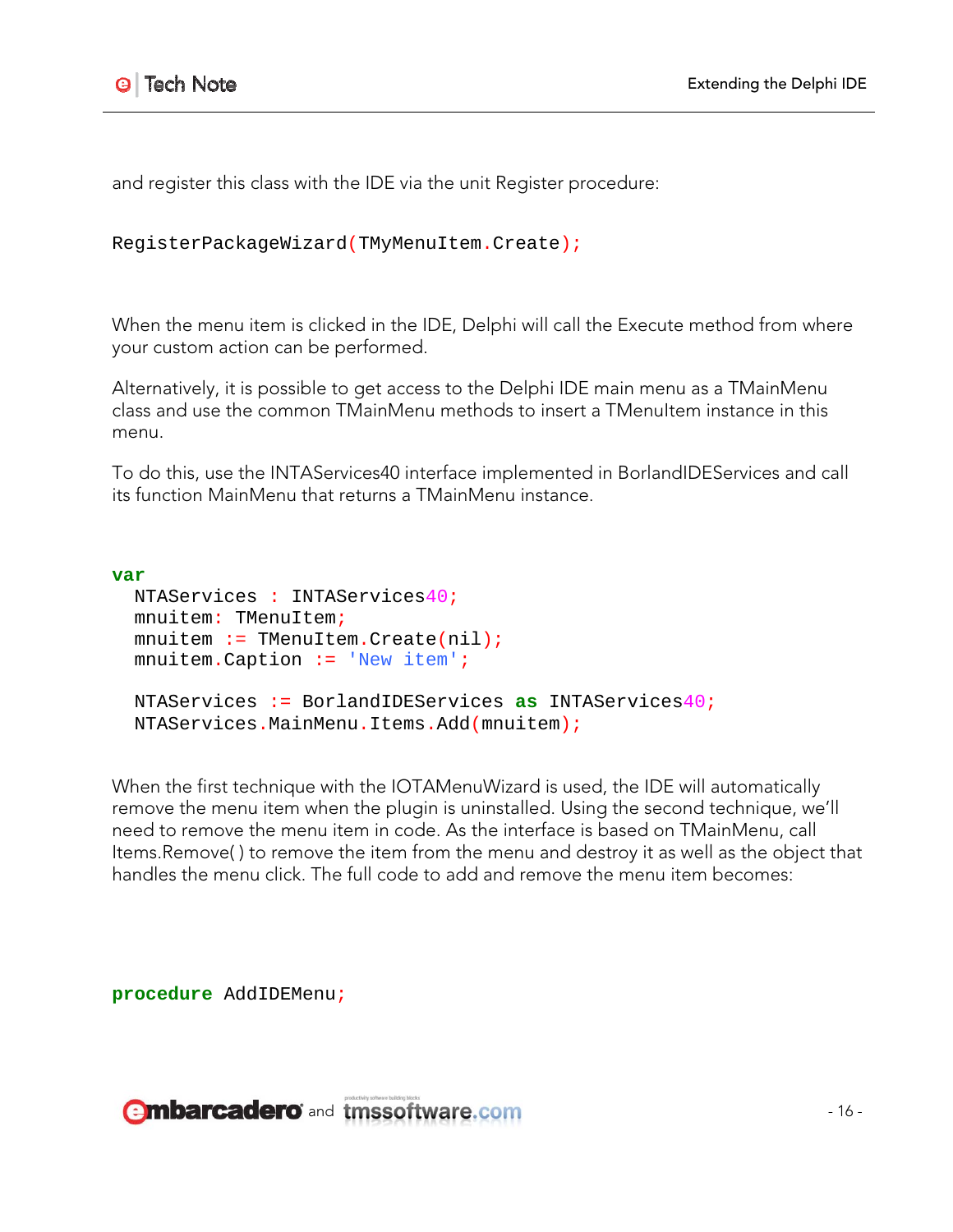and register this class with the IDE via the unit Register procedure:

```
RegisterPackageWizard(TMyMenuItem.Create);
```

When the menu item is clicked in the IDE, Delphi will call the Execute method from where your custom action can be performed.

Alternatively, it is possible to get access to the Delphi IDE main menu as a TMainMenu class and use the common TMainMenu methods to insert a TMenuItem instance in this menu.

To do this, use the INTAServices40 interface implemented in BorlandIDEServices and call its function MainMenu that returns a TMainMenu instance.

```
var
  NTAServices : INTAServices40;
  mnuitem: TMenuItem;
  mnuitem := TMenuItem.Create(nil);
  mnuitem.Caption := 'New item';

  NTAServices := BorlandIDEServices as INTAServices40;
  NTAServices.MainMenu.Items.Add(mnuitem);
```

When the first technique with the IOTAMenuWizard is used, the IDE will automatically remove the menu item when the plugin is uninstalled. Using the second technique, we'll need to remove the menu item in code. As the interface is based on TMainMenu, call Items.Remove( ) to remove the item from the menu and destroy it as well as the object that handles the menu click. The full code to add and remove the menu item becomes:

```
procedure AddIDEMenu;
```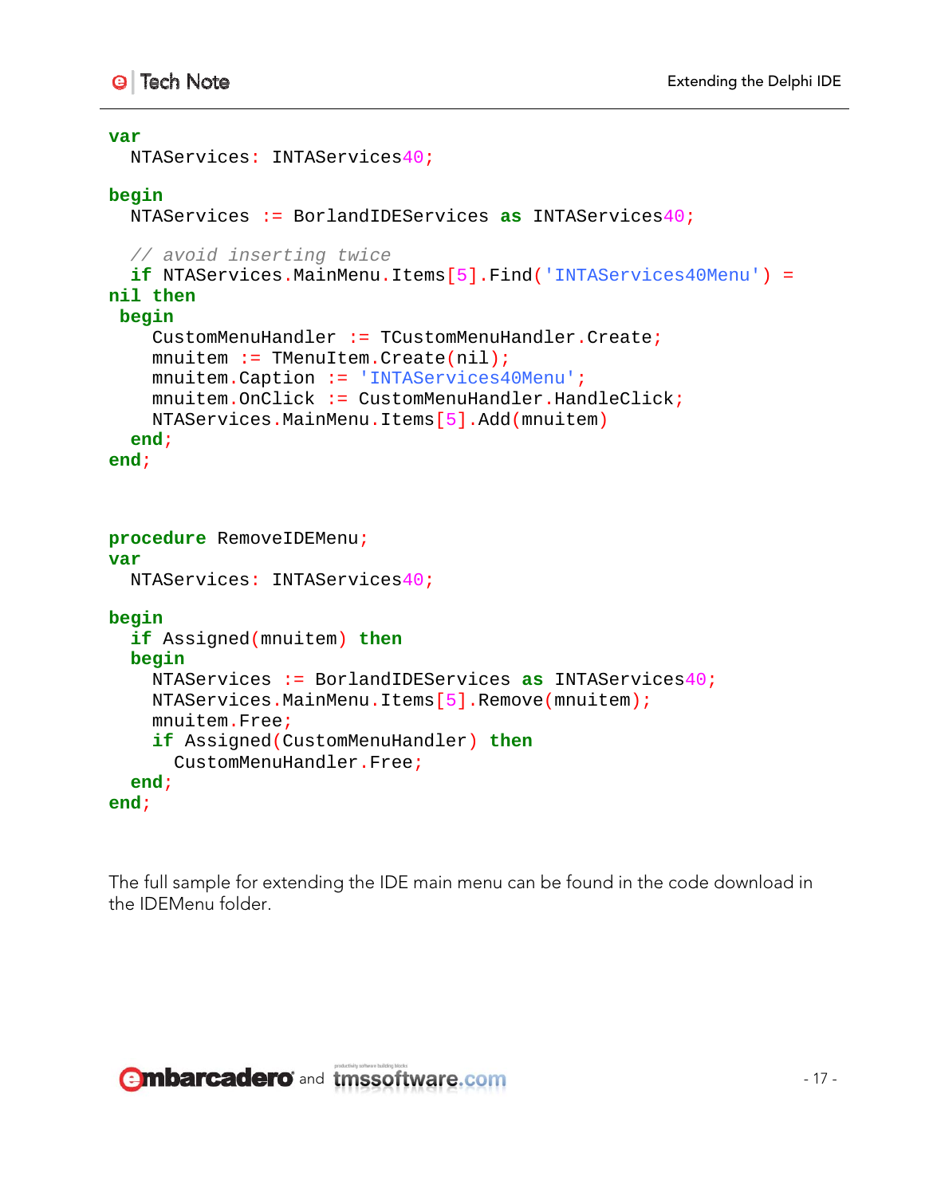```
var
  NTAServices: INTAServices40;

begin
  NTAServices := BorlandIDEServices as INTAServices40;

  // avoid inserting twice
  if NTAServices.MainMenu.Items[5].Find('INTAServices40Menu') =
nil then
 begin
    CustomMenuHandler := TCustomMenuHandler.Create;
    mnuitem := TMenuItem.Create(nil);
    mnuitem.Caption := 'INTAServices40Menu';
    mnuitem.OnClick := CustomMenuHandler.HandleClick;
    NTAServices.MainMenu.Items[5].Add(mnuitem)
  end;
end;



procedure RemoveIDEMenu;
var
  NTAServices: INTAServices40;

begin
  if Assigned(mnuitem) then
  begin
    NTAServices := BorlandIDEServices as INTAServices40;
    NTAServices.MainMenu.Items[5].Remove(mnuitem);
    mnuitem.Free;
    if Assigned(CustomMenuHandler) then
      CustomMenuHandler.Free;
  end;
end;
```

The full sample for extending the IDE main menu can be found in the code download in the IDEMenu folder.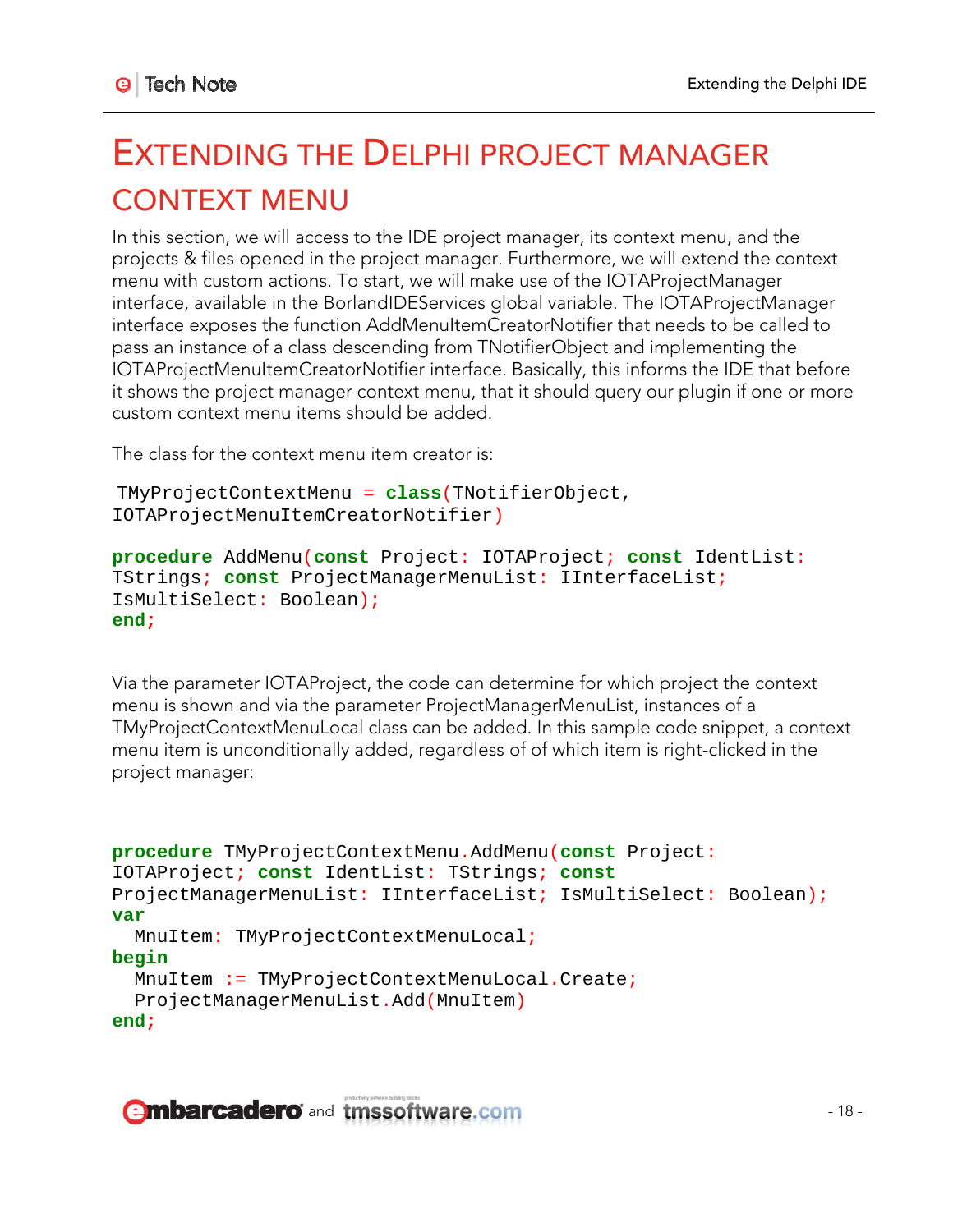# EXTENDING THE DELPHI PROJECT MANAGER CONTEXT MENU

In this section, we will access to the IDE project manager, its context menu, and the projects & files opened in the project manager. Furthermore, we will extend the context menu with custom actions. To start, we will make use of the IOTAProjectManager interface, available in the BorlandIDEServices global variable. The IOTAProjectManager interface exposes the function AddMenuItemCreatorNotifier that needs to be called to pass an instance of a class descending from TNotifierObject and implementing the IOTAProjectMenuItemCreatorNotifier interface. Basically, this informs the IDE that before it shows the project manager context menu, that it should query our plugin if one or more custom context menu items should be added.

The class for the context menu item creator is:

```
 TMyProjectContextMenu = class(TNotifierObject,
IOTAProjectMenuItemCreatorNotifier)

procedure AddMenu(const Project: IOTAProject; const IdentList:
TStrings; const ProjectManagerMenuList: IInterfaceList;
IsMultiSelect: Boolean);
end;
```

Via the parameter IOTAProject, the code can determine for which project the context menu is shown and via the parameter ProjectManagerMenuList, instances of a TMyProjectContextMenuLocal class can be added. In this sample code snippet, a context menu item is unconditionally added, regardless of of which item is right-clicked in the project manager:

```
procedure TMyProjectContextMenu.AddMenu(const Project:
IOTAProject; const IdentList: TStrings; const
ProjectManagerMenuList: IInterfaceList; IsMultiSelect: Boolean);
var
  MnuItem: TMyProjectContextMenuLocal;
begin
  MnuItem := TMyProjectContextMenuLocal.Create;
  ProjectManagerMenuList.Add(MnuItem)
end;
```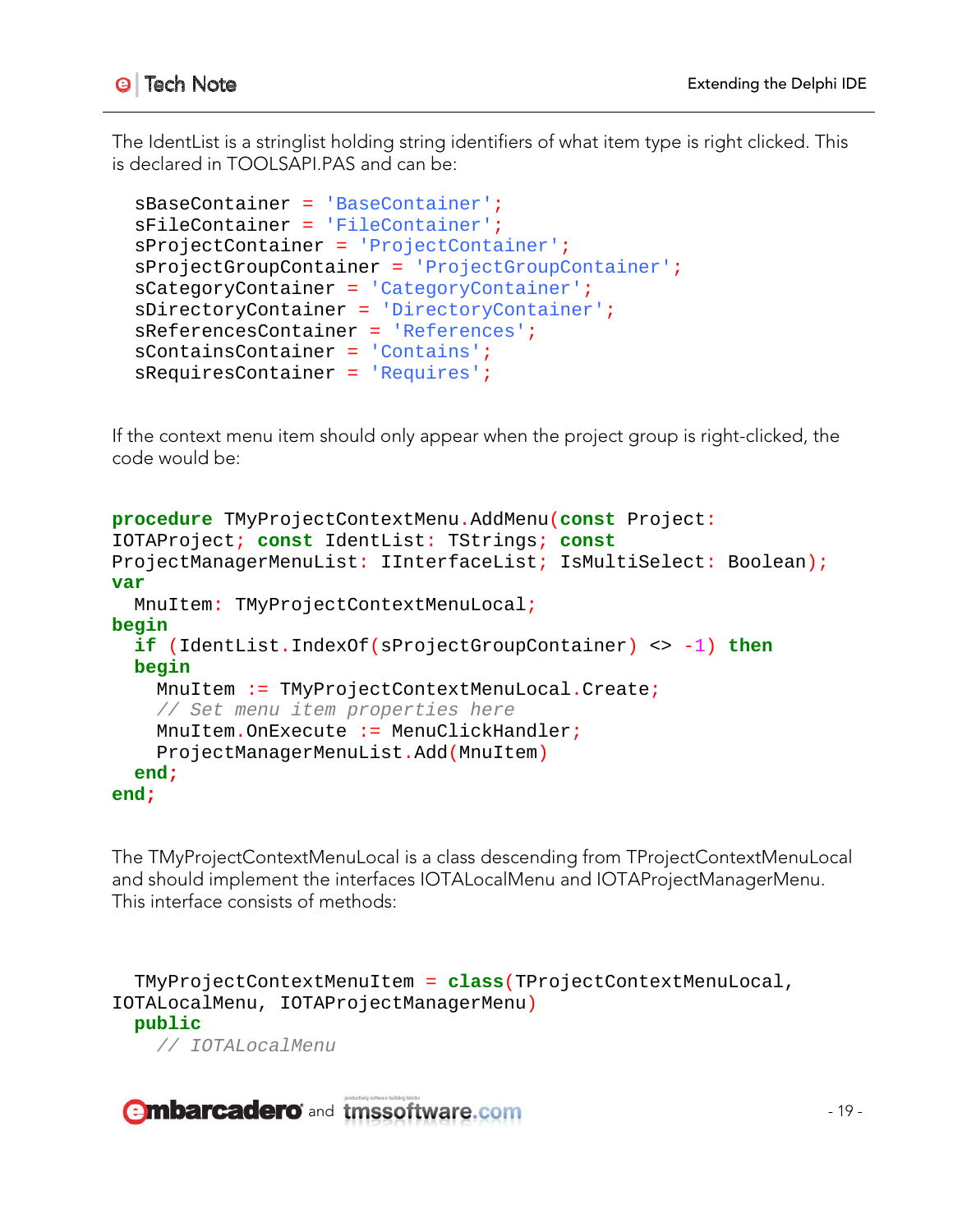The IdentList is a stringlist holding string identifiers of what item type is right clicked. This is declared in TOOLSAPI.PAS and can be:

```
sBaseContainer = 'BaseContainer';
sFileContainer = 'FileContainer';
sProjectContainer = 'ProjectContainer';
sProjectGroupContainer = 'ProjectGroupContainer';
sCategoryContainer = 'CategoryContainer';
sDirectoryContainer = 'DirectoryContainer';
sReferencesContainer = 'References';
sContainsContainer = 'Contains';
sRequiresContainer = 'Requires';
```

If the context menu item should only appear when the project group is right-clicked, the code would be:

```
procedure TMyProjectContextMenu.AddMenu(const Project:
IOTAProject; const IdentList: TStrings; const
ProjectManagerMenuList: IInterfaceList; IsMultiSelect: Boolean);
var
  MnuItem: TMyProjectContextMenuLocal;
begin
  if (IdentList.IndexOf(sProjectGroupContainer) <> -1) then
  begin
    MnuItem := TMyProjectContextMenuLocal.Create;
    // Set menu item properties here
    MnuItem.OnExecute := MenuClickHandler;
    ProjectManagerMenuList.Add(MnuItem)
  end;
end;
```

The TMyProjectContextMenuLocal is a class descending from TProjectContextMenuLocal and should implement the interfaces IOTALocalMenu and IOTAProjectManagerMenu. This interface consists of methods:

```
  TMyProjectContextMenuItem = class(TProjectContextMenuLocal,
IOTALocalMenu, IOTAProjectManagerMenu)
  public
    // IOTALocalMenu
```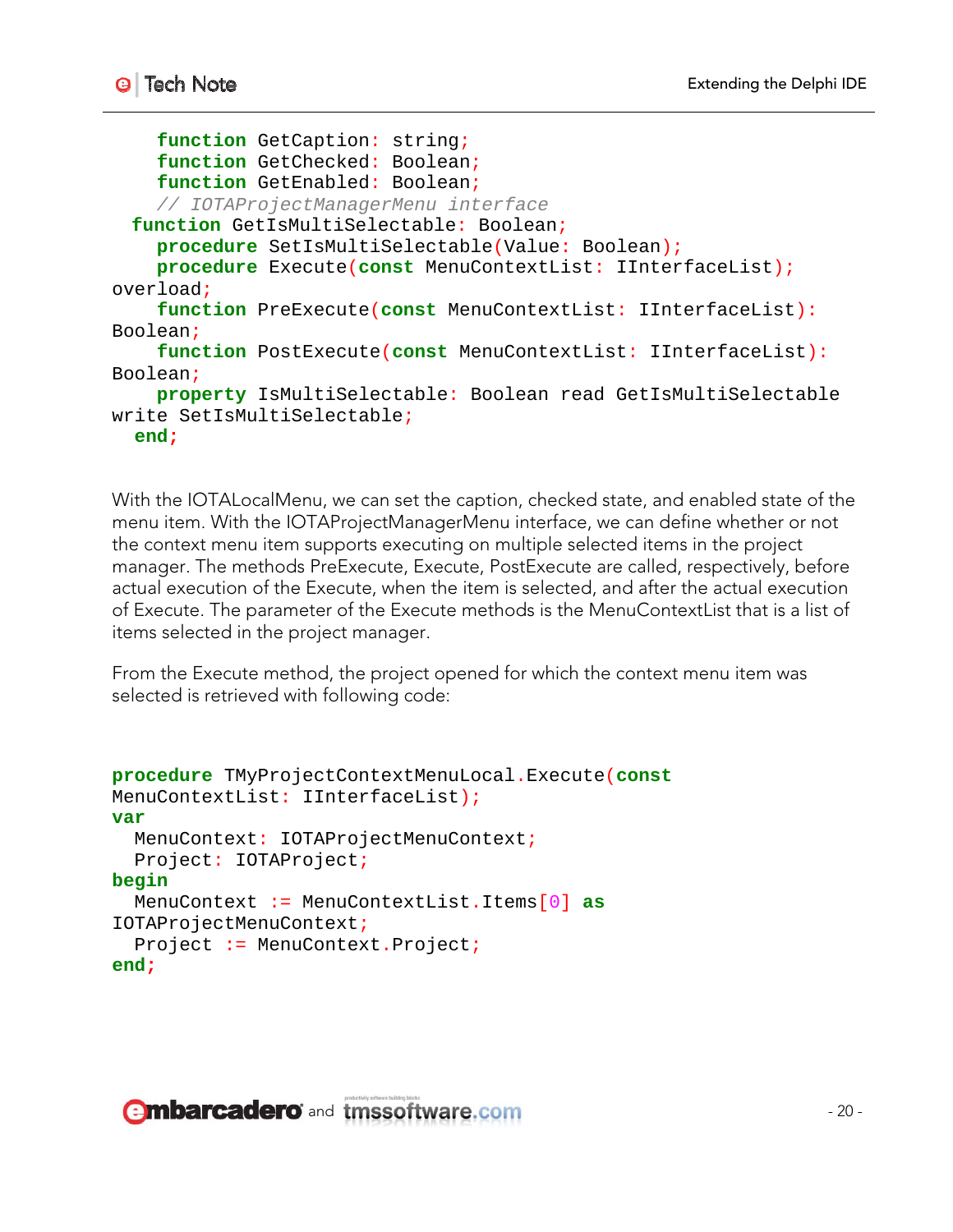```
    function GetCaption: string;
    function GetChecked: Boolean;
    function GetEnabled: Boolean;
    // IOTAProjectManagerMenu interface
  function GetIsMultiSelectable: Boolean;
    procedure SetIsMultiSelectable(Value: Boolean);
    procedure Execute(const MenuContextList: IInterfaceList);
overload;
    function PreExecute(const MenuContextList: IInterfaceList):
Boolean;
    function PostExecute(const MenuContextList: IInterfaceList):
Boolean;
    property IsMultiSelectable: Boolean read GetIsMultiSelectable
write SetIsMultiSelectable;
  end;
```

With the IOTALocalMenu, we can set the caption, checked state, and enabled state of the menu item. With the IOTAProjectManagerMenu interface, we can define whether or not the context menu item supports executing on multiple selected items in the project manager. The methods PreExecute, Execute, PostExecute are called, respectively, before actual execution of the Execute, when the item is selected, and after the actual execution of Execute. The parameter of the Execute methods is the MenuContextList that is a list of items selected in the project manager.

From the Execute method, the project opened for which the context menu item was selected is retrieved with following code:

```
procedure TMyProjectContextMenuLocal.Execute(const
MenuContextList: IInterfaceList);
var
  MenuContext: IOTAProjectMenuContext;
  Project: IOTAProject;
begin
  MenuContext := MenuContextList.Items[0] as
IOTAProjectMenuContext;
  Project := MenuContext.Project;
end;
```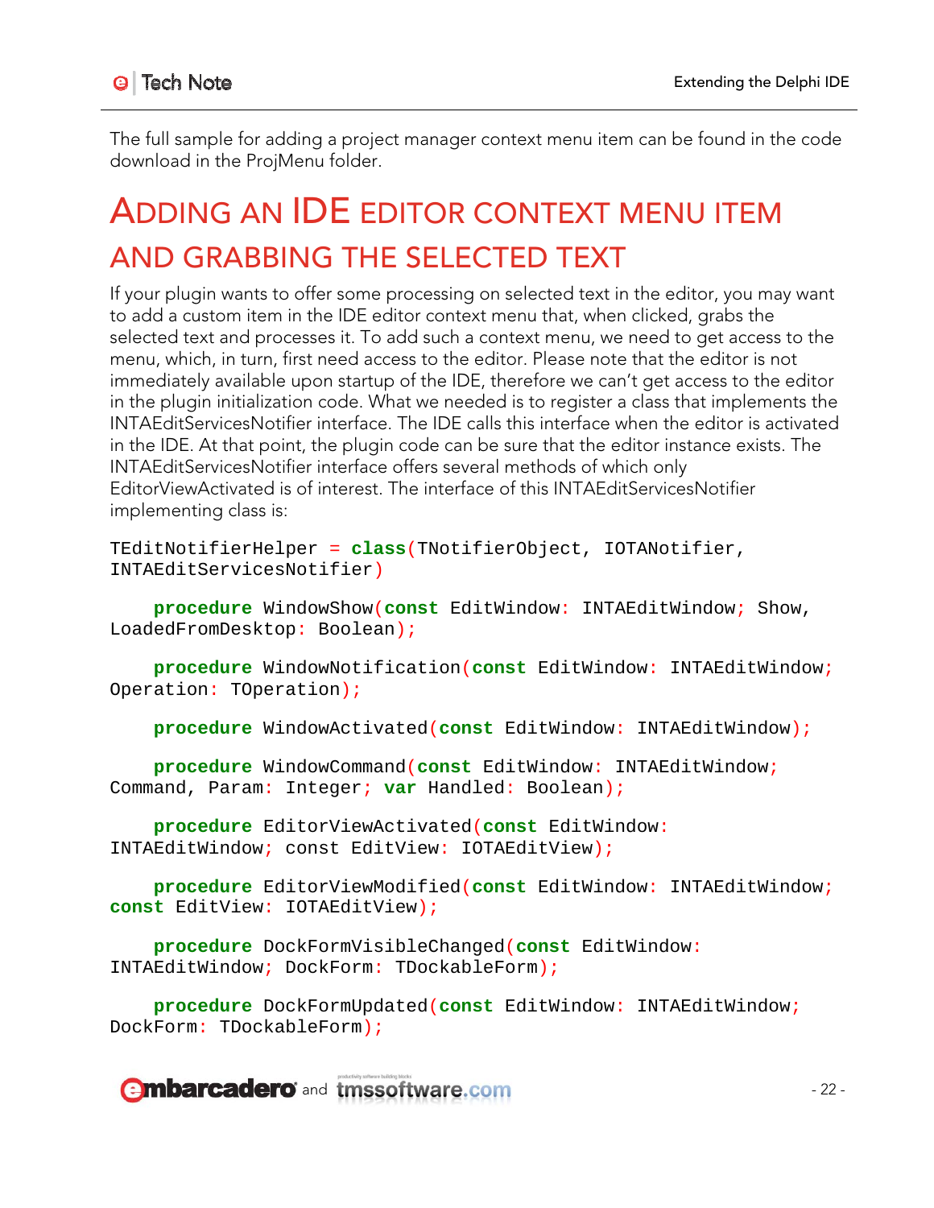The full sample for adding a project manager context menu item can be found in the code download in the ProjMenu folder.

# Adding an IDE editor context menu item and grabbing the selected text

If your plugin wants to offer some processing on selected text in the editor, you may want to add a custom item in the IDE editor context menu that, when clicked, grabs the selected text and processes it. To add such a context menu, we need to get access to the menu, which, in turn, first need access to the editor. Please note that the editor is not immediately available upon startup of the IDE, therefore we can't get access to the editor in the plugin initialization code. What we needed is to register a class that implements the INTAEditServicesNotifier interface. The IDE calls this interface when the editor is activated in the IDE. At that point, the plugin code can be sure that the editor instance exists. The INTAEditServicesNotifier interface offers several methods of which only EditorViewActivated is of interest. The interface of this INTAEditServicesNotifier implementing class is:

```
TEditNotifierHelper = class(TNotifierObject, IOTANotifier,
INTAEditServicesNotifier)

    procedure WindowShow(const EditWindow: INTAEditWindow; Show,
LoadedFromDesktop: Boolean);

    procedure WindowNotification(const EditWindow: INTAEditWindow;
Operation: TOperation);

    procedure WindowActivated(const EditWindow: INTAEditWindow);

    procedure WindowCommand(const EditWindow: INTAEditWindow;
Command, Param: Integer; var Handled: Boolean);

    procedure EditorViewActivated(const EditWindow:
INTAEditWindow; const EditView: IOTAEditView);

    procedure EditorViewModified(const EditWindow: INTAEditWindow;
const EditView: IOTAEditView);

    procedure DockFormVisibleChanged(const EditWindow:
INTAEditWindow; DockForm: TDockableForm);

    procedure DockFormUpdated(const EditWindow: INTAEditWindow;
DockForm: TDockableForm);
```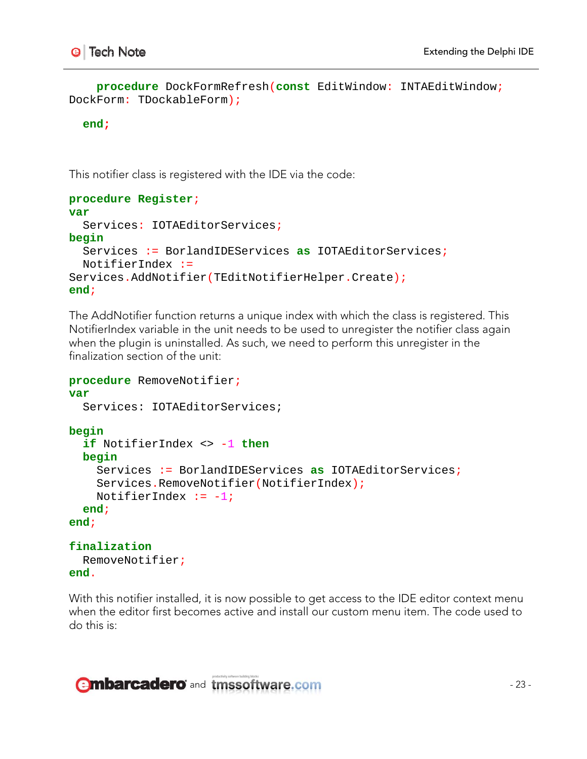```
    procedure DockFormRefresh(const EditWindow: INTAEditWindow;
DockForm: TDockableForm);

  end;
```

This notifier class is registered with the IDE via the code:

```
procedure Register;
var
  Services: IOTAEditorServices;
begin
  Services := BorlandIDEServices as IOTAEditorServices;
  NotifierIndex :=
Services.AddNotifier(TEditNotifierHelper.Create);
end;
```

The AddNotifier function returns a unique index with which the class is registered. This NotifierIndex variable in the unit needs to be used to unregister the notifier class again when the plugin is uninstalled. As such, we need to perform this unregister in the finalization section of the unit:

```
procedure RemoveNotifier;
var
  Services: IOTAEditorServices;

begin
  if NotifierIndex <> -1 then
  begin
    Services := BorlandIDEServices as IOTAEditorServices;
    Services.RemoveNotifier(NotifierIndex);
    NotifierIndex := -1;
  end;
end;

finalization
  RemoveNotifier;
end.
```

With this notifier installed, it is now possible to get access to the IDE editor context menu when the editor first becomes active and install our custom menu item. The code used to do this is: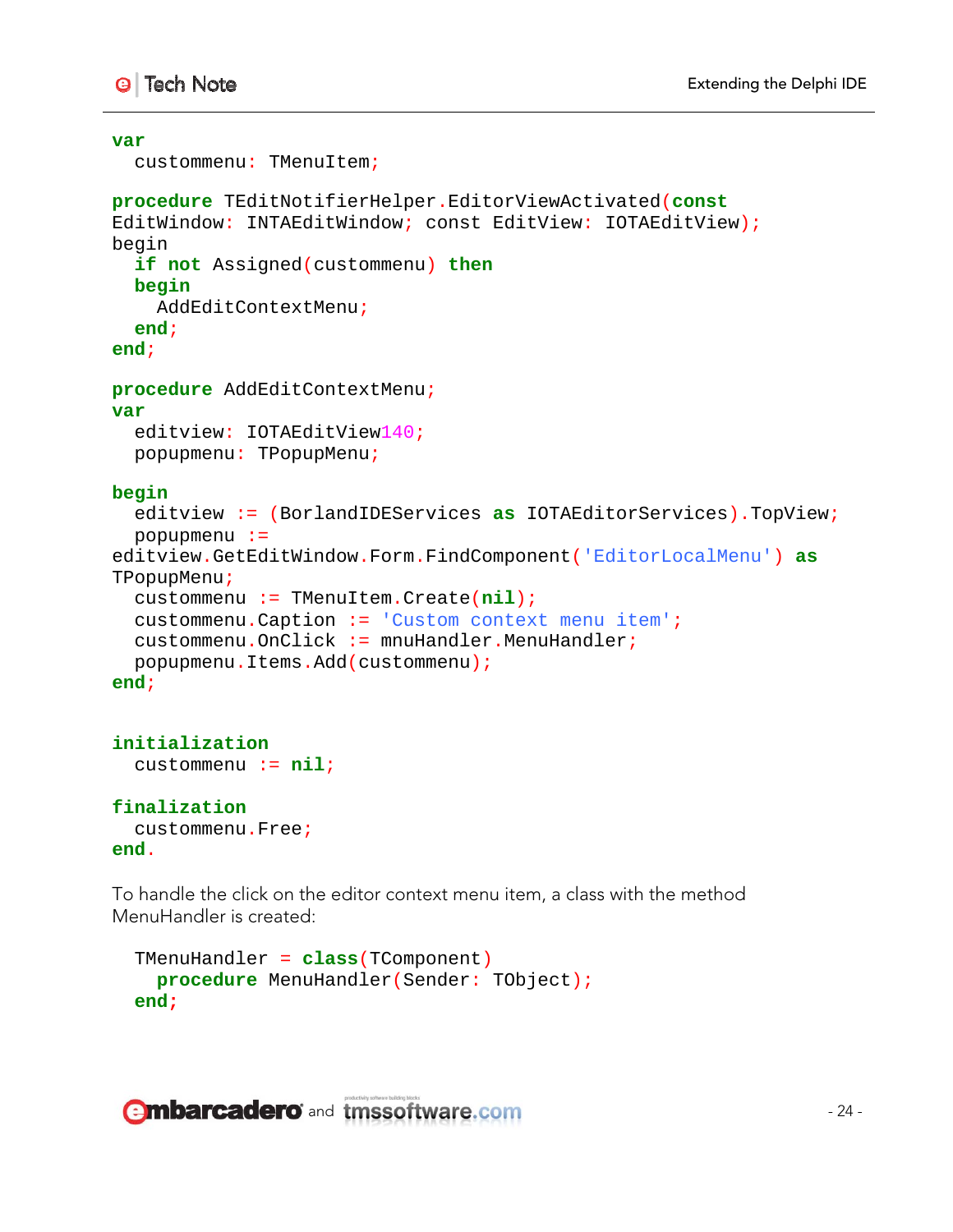```
var
  custommenu: TMenuItem;

procedure TEditNotifierHelper.EditorViewActivated(const
EditWindow: INTAEditWindow; const EditView: IOTAEditView);
begin
  if not Assigned(custommenu) then
  begin
    AddEditContextMenu;
  end;
end;

procedure AddEditContextMenu;
var
  editview: IOTAEditView140;
  popupmenu: TPopupMenu;

begin
  editview := (BorlandIDEServices as IOTAEditorServices).TopView;
  popupmenu :=
editview.GetEditWindow.Form.FindComponent('EditorLocalMenu') as
TPopupMenu;
  custommenu := TMenuItem.Create(nil);
  custommenu.Caption := 'Custom context menu item';
  custommenu.OnClick := mnuHandler.MenuHandler;
  popupmenu.Items.Add(custommenu);
end;


initialization
  custommenu := nil;

finalization
  custommenu.Free;
end.
```

To handle the click on the editor context menu item, a class with the method MenuHandler is created:

```
  TMenuHandler = class(TComponent)
    procedure MenuHandler(Sender: TObject);
  end;
```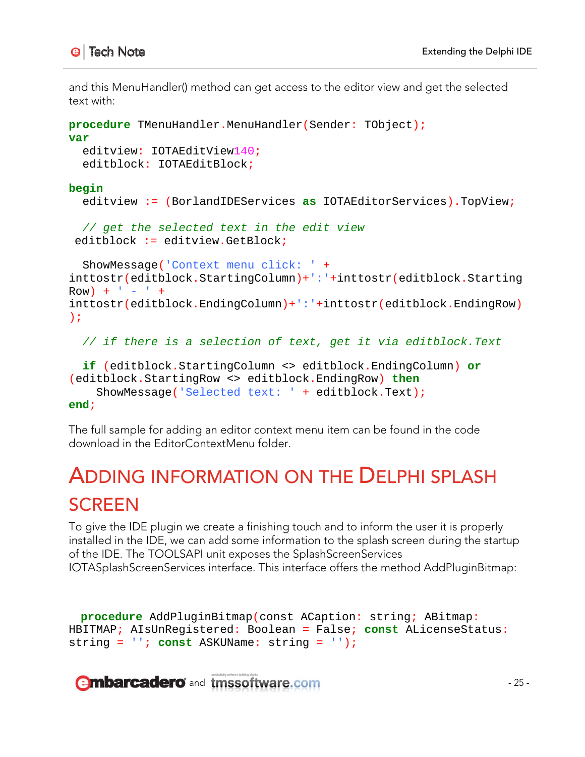and this MenuHandler() method can get access to the editor view and get the selected text with:

```
procedure TMenuHandler.MenuHandler(Sender: TObject);
var
  editview: IOTAEditView140;
  editblock: IOTAEditBlock;

begin
  editview := (BorlandIDEServices as IOTAEditorServices).TopView;

  // get the selected text in the edit view
 editblock := editview.GetBlock;

  ShowMessage('Context menu click: ' +
inttostr(editblock.StartingColumn)+':'+inttostr(editblock.Starting
Row) + ' - ' +
inttostr(editblock.EndingColumn)+':'+inttostr(editblock.EndingRow)
);

  // if there is a selection of text, get it via editblock.Text

  if (editblock.StartingColumn <> editblock.EndingColumn) or
(editblock.StartingRow <> editblock.EndingRow) then
    ShowMessage('Selected text: ' + editblock.Text);
end;
```

The full sample for adding an editor context menu item can be found in the code download in the EditorContextMenu folder.

# Adding information on the Delphi splash screen

To give the IDE plugin we create a finishing touch and to inform the user it is properly installed in the IDE, we can add some information to the splash screen during the startup of the IDE. The TOOLSAPI unit exposes the SplashScreenServices IOTASplashScreenServices interface. This interface offers the method AddPluginBitmap:

```
  procedure AddPluginBitmap(const ACaption: string; ABitmap:
HBITMAP; AIsUnRegistered: Boolean = False; const ALicenseStatus:
string = ''; const ASKUName: string = '');
```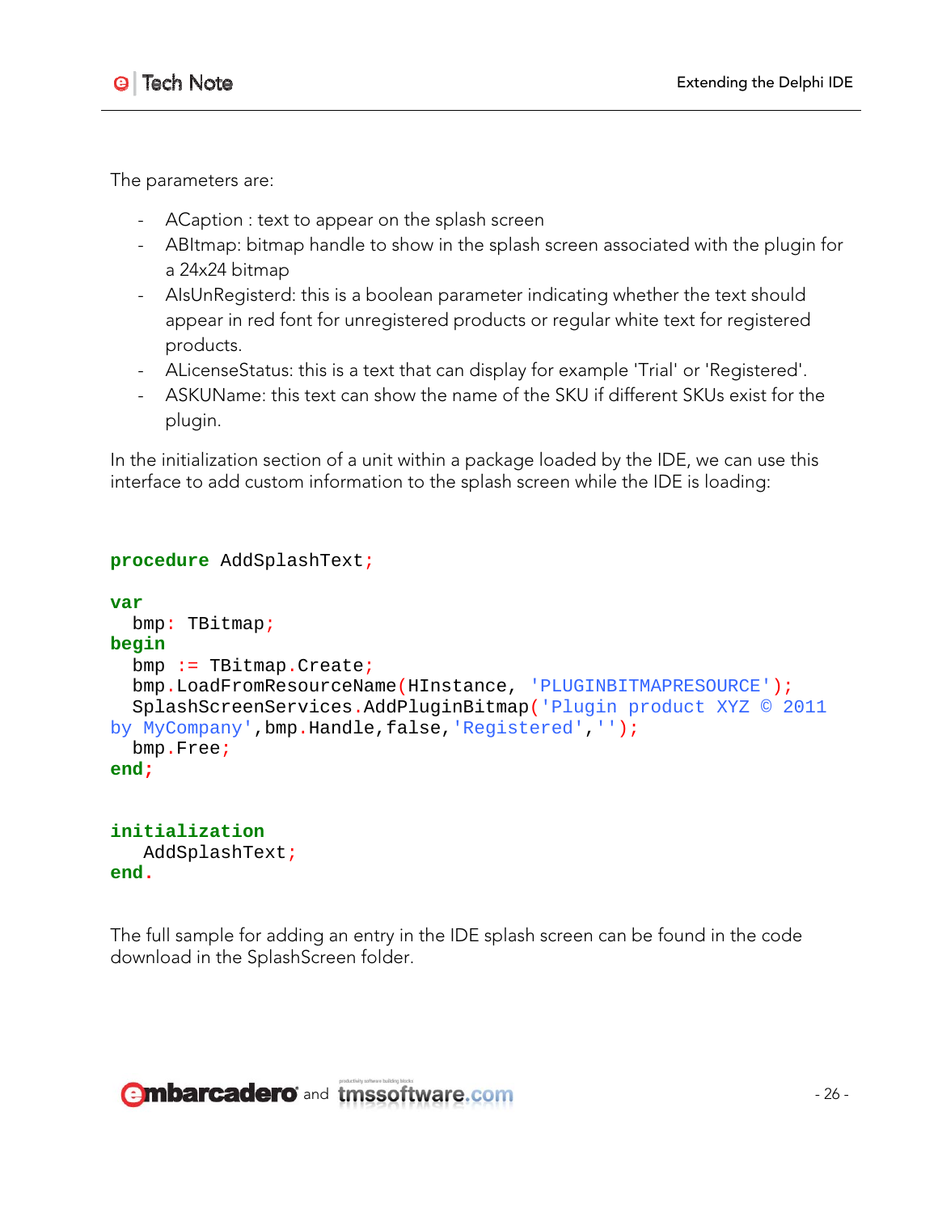The parameters are:

- ACaption : text to appear on the splash screen
- ABItmap: bitmap handle to show in the splash screen associated with the plugin for a 24x24 bitmap
- AIsUnRegisterd: this is a boolean parameter indicating whether the text should appear in red font for unregistered products or regular white text for registered products.
- ALicenseStatus: this is a text that can display for example 'Trial' or 'Registered'.
- ASKUName: this text can show the name of the SKU if different SKUs exist for the plugin.

In the initialization section of a unit within a package loaded by the IDE, we can use this interface to add custom information to the splash screen while the IDE is loading:

```
procedure AddSplashText;

var
  bmp: TBitmap;
begin
  bmp := TBitmap.Create;
  bmp.LoadFromResourceName(HInstance, 'PLUGINBITMAPRESOURCE');
  SplashScreenServices.AddPluginBitmap('Plugin product XYZ © 2011
by MyCompany',bmp.Handle,false,'Registered','');
  bmp.Free;
end;


initialization
   AddSplashText;
end.
```

The full sample for adding an entry in the IDE splash screen can be found in the code download in the SplashScreen folder.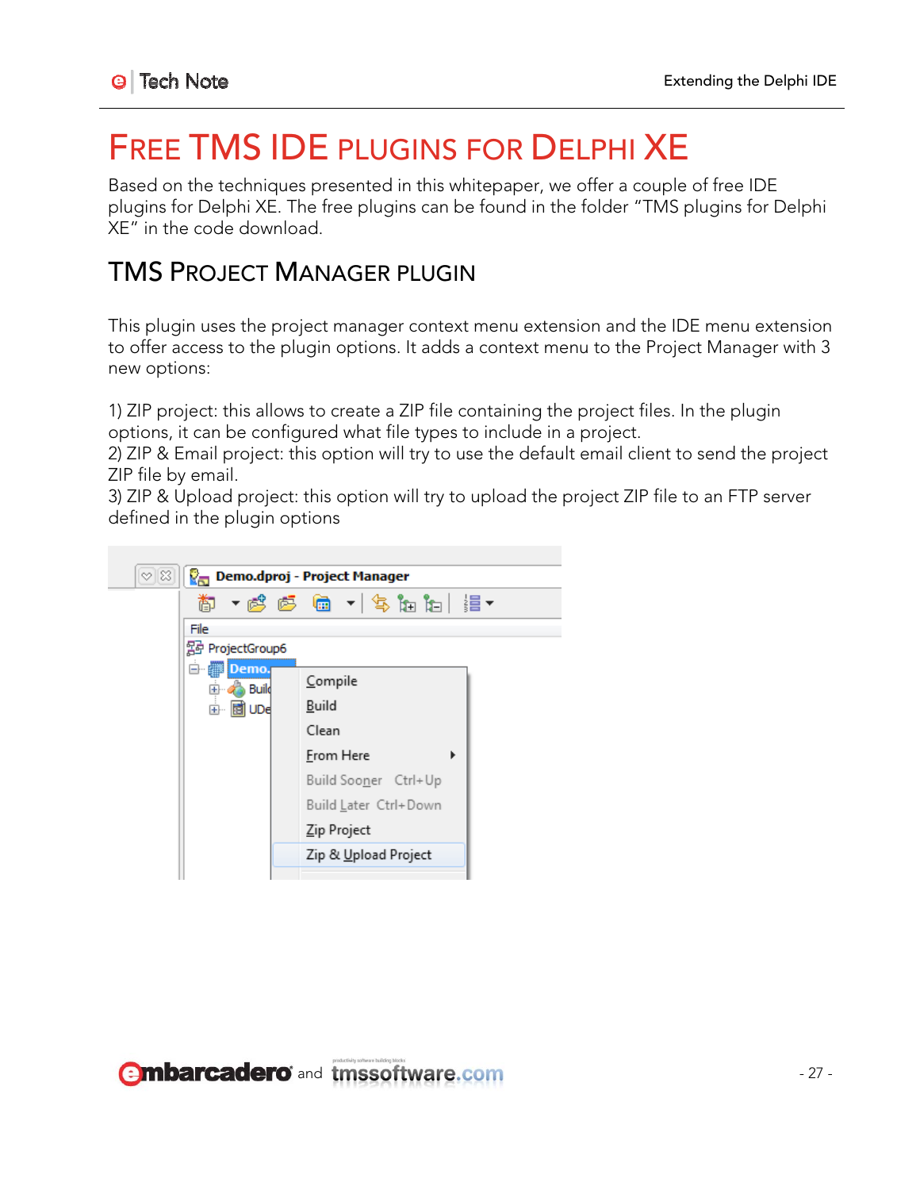# FREE TMS IDE PLUGINS FOR DELPHI XE

Based on the techniques presented in this whitepaper, we offer a couple of free IDE plugins for Delphi XE. The free plugins can be found in the folder "TMS plugins for Delphi XE" in the code download.

## TMS PROJECT MANAGER PLUGIN

This plugin uses the project manager context menu extension and the IDE menu extension to offer access to the plugin options. It adds a context menu to the Project Manager with 3 new options:

1) ZIP project: this allows to create a ZIP file containing the project files. In the plugin options, it can be configured what file types to include in a project.
2) ZIP & Email project: this option will try to use the default email client to send the project ZIP file by email.
3) ZIP & Upload project: this option will try to upload the project ZIP file to an FTP server defined in the plugin options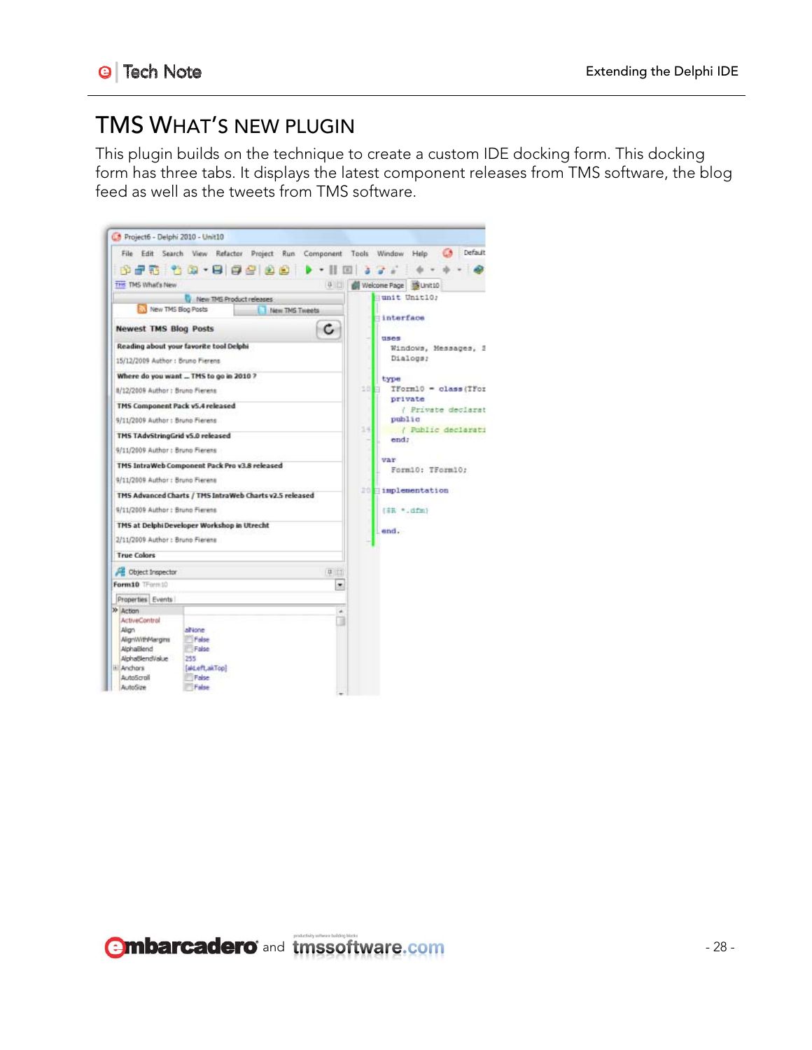# TMS WHAT'S NEW PLUGIN

This plugin builds on the technique to create a custom IDE docking form. This docking form has three tabs. It displays the latest component releases from TMS software, the blog feed as well as the tweets from TMS software.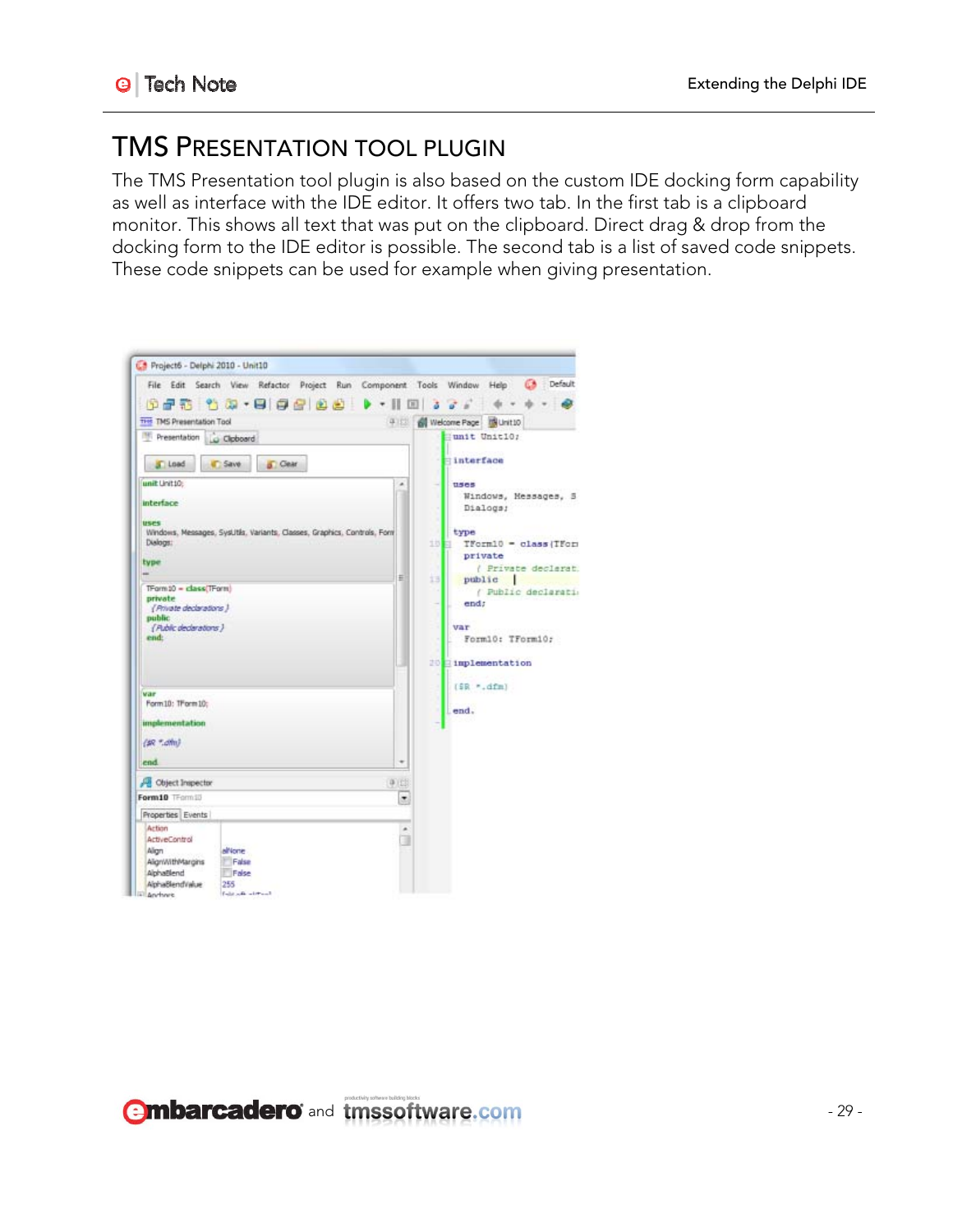## TMS Presentation Tool Plugin

The TMS Presentation tool plugin is also based on the custom IDE docking form capability as well as interface with the IDE editor. It offers two tab. In the first tab is a clipboard monitor. This shows all text that was put on the clipboard. Direct drag & drop from the docking form to the IDE editor is possible. The second tab is a list of saved code snippets. These code snippets can be used for example when giving presentation.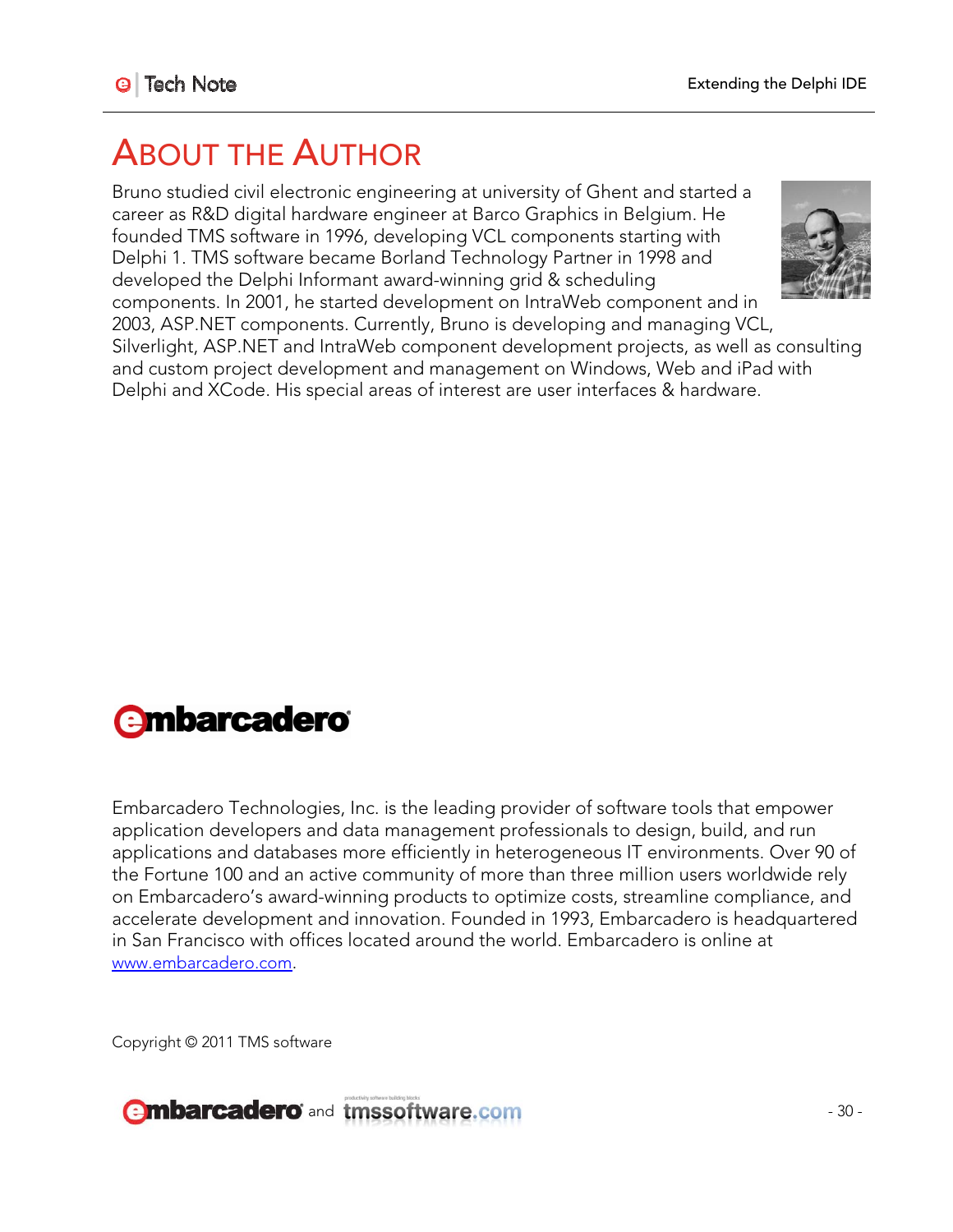# About the Author

Bruno studied civil electronic engineering at university of Ghent and started a career as R&D digital hardware engineer at Barco Graphics in Belgium. He founded TMS software in 1996, developing VCL components starting with Delphi 1. TMS software became Borland Technology Partner in 1998 and developed the Delphi Informant award-winning grid & scheduling components. In 2001, he started development on IntraWeb component and in 2003, ASP.NET components. Currently, Bruno is developing and managing VCL, Silverlight, ASP.NET and IntraWeb component development projects, as well as consulting and custom project development and management on Windows, Web and iPad with Delphi and XCode. His special areas of interest are user interfaces & hardware.

Embarcadero Technologies, Inc. is the leading provider of software tools that empower application developers and data management professionals to design, build, and run applications and databases more efficiently in heterogeneous IT environments. Over 90 of the Fortune 100 and an active community of more than three million users worldwide rely on Embarcadero's award-winning products to optimize costs, streamline compliance, and accelerate development and innovation. Founded in 1993, Embarcadero is headquartered in San Francisco with offices located around the world. Embarcadero is online at [www.embarcadero.com](http://www.embarcadero.com).

Copyright © 2011 TMS software